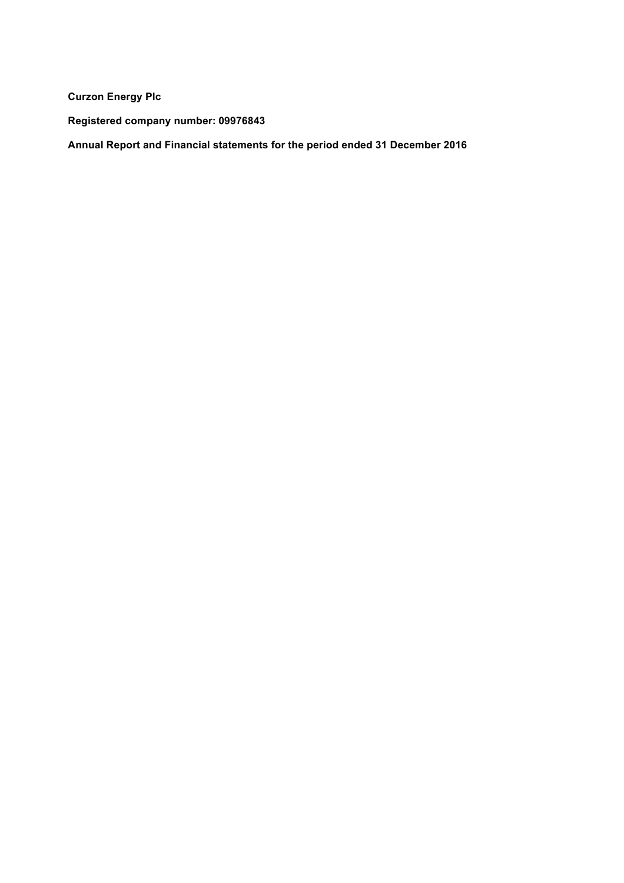**Curzon Energy Plc**

**Registered company number: 09976843**

**Annual Report and Financial statements for the period ended 31 December 2016**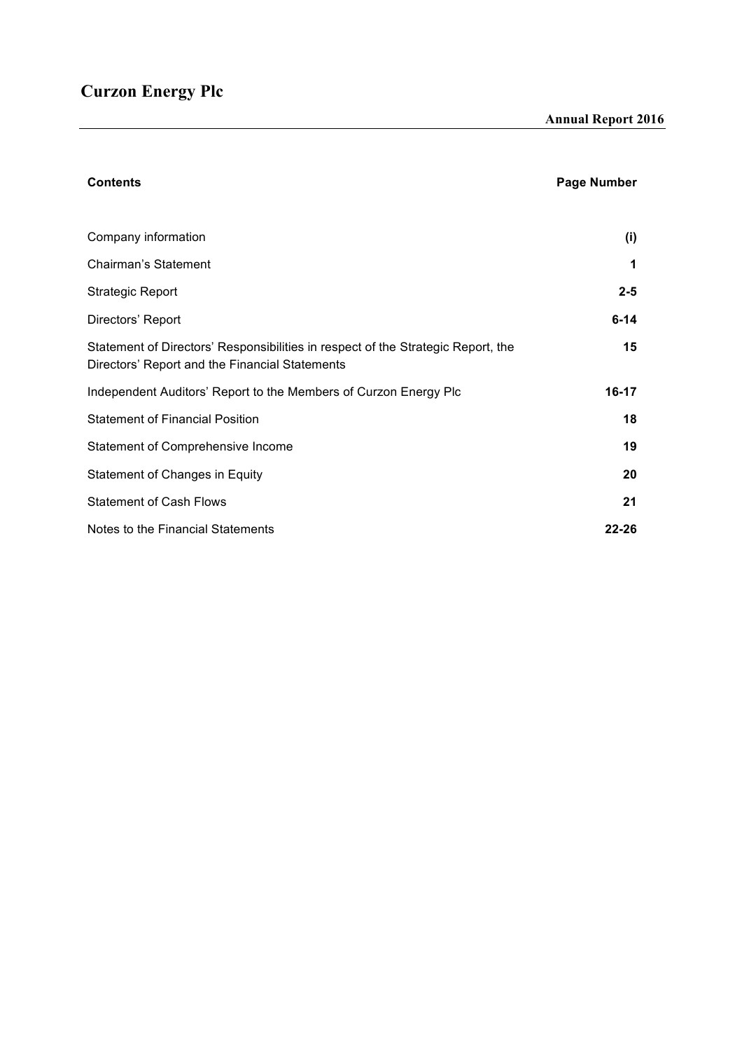# Curzon Energy Plc

**Annual Report 2016**

| **Contents** | **Page Number** |
|---|---|
| Company information | **(i)** |
| Chairman's Statement | **1** |
| Strategic Report | **2-5** |
| Directors' Report | **6-14** |
| Statement of Directors' Responsibilities in respect of the Strategic Report, the Directors' Report and the Financial Statements | **15** |
| Independent Auditors' Report to the Members of Curzon Energy Plc | **16-17** |
| Statement of Financial Position | **18** |
| Statement of Comprehensive Income | **19** |
| Statement of Changes in Equity | **20** |
| Statement of Cash Flows | **21** |
| Notes to the Financial Statements | **22-26** |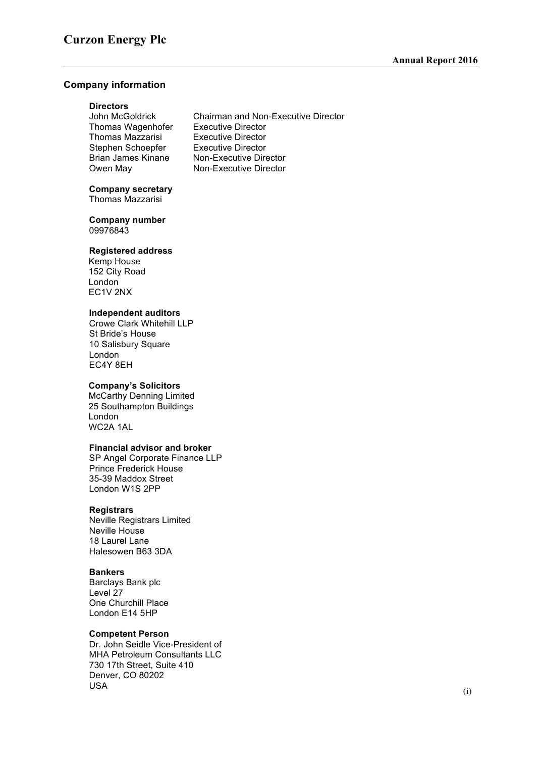## Company information

**Directors**

| | |
|---|---|
| John McGoldrick | Chairman and Non-Executive Director |
| Thomas Wagenhofer | Executive Director |
| Thomas Mazzarisi | Executive Director |
| Stephen Schoepfer | Executive Director |
| Brian James Kinane | Non-Executive Director |
| Owen May | Non-Executive Director |

**Company secretary**
Thomas Mazzarisi

**Company number**
09976843

**Registered address**
Kemp House
152 City Road
London
EC1V 2NX

**Independent auditors**
Crowe Clark Whitehill LLP
St Bride's House
10 Salisbury Square
London
EC4Y 8EH

**Company's Solicitors**
McCarthy Denning Limited
25 Southampton Buildings
London
WC2A 1AL

**Financial advisor and broker**
SP Angel Corporate Finance LLP
Prince Frederick House
35-39 Maddox Street
London W1S 2PP

**Registrars**
Neville Registrars Limited
Neville House
18 Laurel Lane
Halesowen B63 3DA

**Bankers**
Barclays Bank plc
Level 27
One Churchill Place
London E14 5HP

**Competent Person**
Dr. John Seidle Vice-President of
MHA Petroleum Consultants LLC
730 17th Street, Suite 410
Denver, CO 80202
USA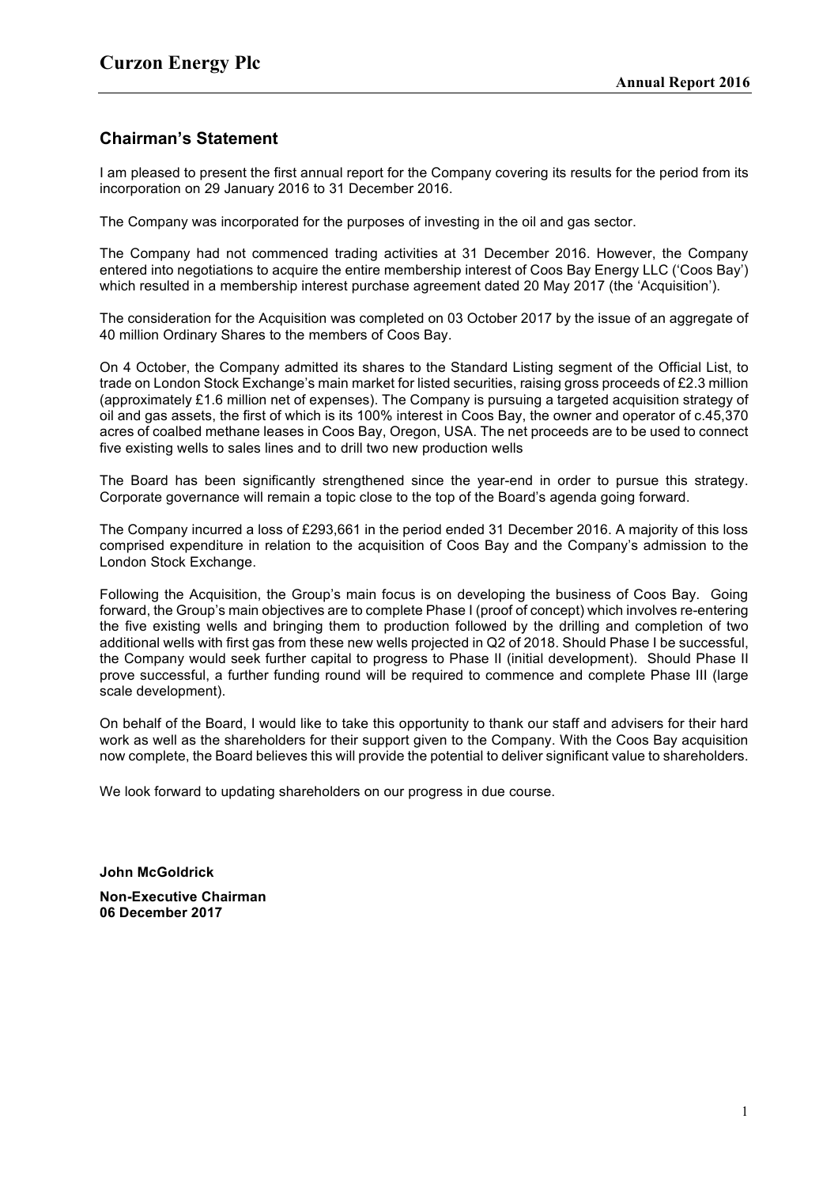## Chairman's Statement

I am pleased to present the first annual report for the Company covering its results for the period from its incorporation on 29 January 2016 to 31 December 2016.

The Company was incorporated for the purposes of investing in the oil and gas sector.

The Company had not commenced trading activities at 31 December 2016. However, the Company entered into negotiations to acquire the entire membership interest of Coos Bay Energy LLC ('Coos Bay') which resulted in a membership interest purchase agreement dated 20 May 2017 (the 'Acquisition').

The consideration for the Acquisition was completed on 03 October 2017 by the issue of an aggregate of 40 million Ordinary Shares to the members of Coos Bay.

On 4 October, the Company admitted its shares to the Standard Listing segment of the Official List, to trade on London Stock Exchange's main market for listed securities, raising gross proceeds of £2.3 million (approximately £1.6 million net of expenses). The Company is pursuing a targeted acquisition strategy of oil and gas assets, the first of which is its 100% interest in Coos Bay, the owner and operator of c.45,370 acres of coalbed methane leases in Coos Bay, Oregon, USA. The net proceeds are to be used to connect five existing wells to sales lines and to drill two new production wells

The Board has been significantly strengthened since the year-end in order to pursue this strategy. Corporate governance will remain a topic close to the top of the Board's agenda going forward.

The Company incurred a loss of £293,661 in the period ended 31 December 2016. A majority of this loss comprised expenditure in relation to the acquisition of Coos Bay and the Company's admission to the London Stock Exchange.

Following the Acquisition, the Group's main focus is on developing the business of Coos Bay. Going forward, the Group's main objectives are to complete Phase I (proof of concept) which involves re-entering the five existing wells and bringing them to production followed by the drilling and completion of two additional wells with first gas from these new wells projected in Q2 of 2018. Should Phase I be successful, the Company would seek further capital to progress to Phase II (initial development). Should Phase II prove successful, a further funding round will be required to commence and complete Phase III (large scale development).

On behalf of the Board, I would like to take this opportunity to thank our staff and advisers for their hard work as well as the shareholders for their support given to the Company. With the Coos Bay acquisition now complete, the Board believes this will provide the potential to deliver significant value to shareholders.

We look forward to updating shareholders on our progress in due course.

**John McGoldrick**

**Non-Executive Chairman**
**06 December 2017**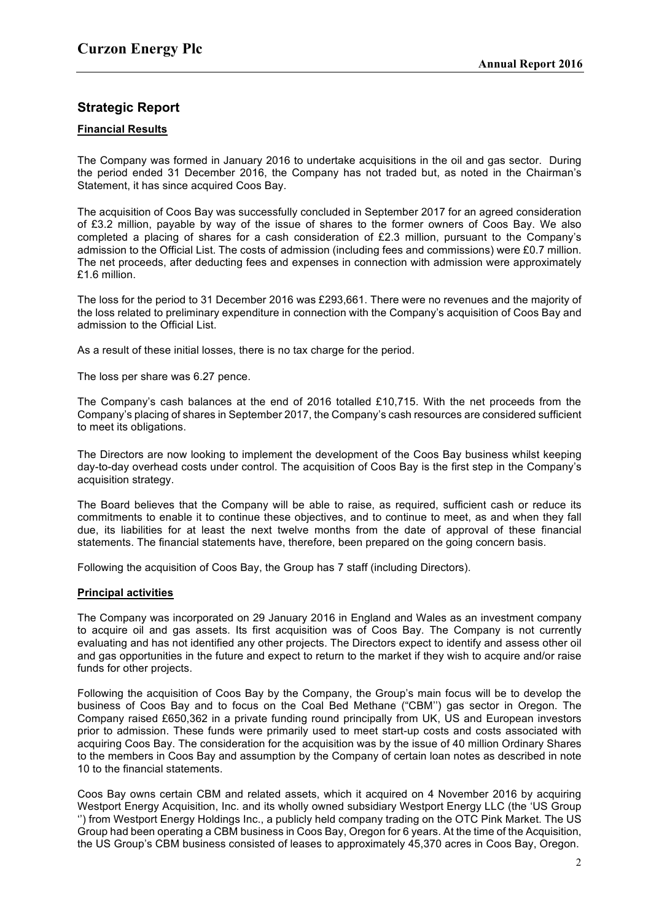## Strategic Report

### Financial Results

The Company was formed in January 2016 to undertake acquisitions in the oil and gas sector. During the period ended 31 December 2016, the Company has not traded but, as noted in the Chairman's Statement, it has since acquired Coos Bay.

The acquisition of Coos Bay was successfully concluded in September 2017 for an agreed consideration of £3.2 million, payable by way of the issue of shares to the former owners of Coos Bay. We also completed a placing of shares for a cash consideration of £2.3 million, pursuant to the Company's admission to the Official List. The costs of admission (including fees and commissions) were £0.7 million. The net proceeds, after deducting fees and expenses in connection with admission were approximately £1.6 million.

The loss for the period to 31 December 2016 was £293,661. There were no revenues and the majority of the loss related to preliminary expenditure in connection with the Company's acquisition of Coos Bay and admission to the Official List.

As a result of these initial losses, there is no tax charge for the period.

The loss per share was 6.27 pence.

The Company's cash balances at the end of 2016 totalled £10,715. With the net proceeds from the Company's placing of shares in September 2017, the Company's cash resources are considered sufficient to meet its obligations.

The Directors are now looking to implement the development of the Coos Bay business whilst keeping day-to-day overhead costs under control. The acquisition of Coos Bay is the first step in the Company's acquisition strategy.

The Board believes that the Company will be able to raise, as required, sufficient cash or reduce its commitments to enable it to continue these objectives, and to continue to meet, as and when they fall due, its liabilities for at least the next twelve months from the date of approval of these financial statements. The financial statements have, therefore, been prepared on the going concern basis.

Following the acquisition of Coos Bay, the Group has 7 staff (including Directors).

### Principal activities

The Company was incorporated on 29 January 2016 in England and Wales as an investment company to acquire oil and gas assets. Its first acquisition was of Coos Bay. The Company is not currently evaluating and has not identified any other projects. The Directors expect to identify and assess other oil and gas opportunities in the future and expect to return to the market if they wish to acquire and/or raise funds for other projects.

Following the acquisition of Coos Bay by the Company, the Group's main focus will be to develop the business of Coos Bay and to focus on the Coal Bed Methane ("CBM'') gas sector in Oregon. The Company raised £650,362 in a private funding round principally from UK, US and European investors prior to admission. These funds were primarily used to meet start-up costs and costs associated with acquiring Coos Bay. The consideration for the acquisition was by the issue of 40 million Ordinary Shares to the members in Coos Bay and assumption by the Company of certain loan notes as described in note 10 to the financial statements.

Coos Bay owns certain CBM and related assets, which it acquired on 4 November 2016 by acquiring Westport Energy Acquisition, Inc. and its wholly owned subsidiary Westport Energy LLC (the 'US Group '') from Westport Energy Holdings Inc., a publicly held company trading on the OTC Pink Market. The US Group had been operating a CBM business in Coos Bay, Oregon for 6 years. At the time of the Acquisition, the US Group's CBM business consisted of leases to approximately 45,370 acres in Coos Bay, Oregon.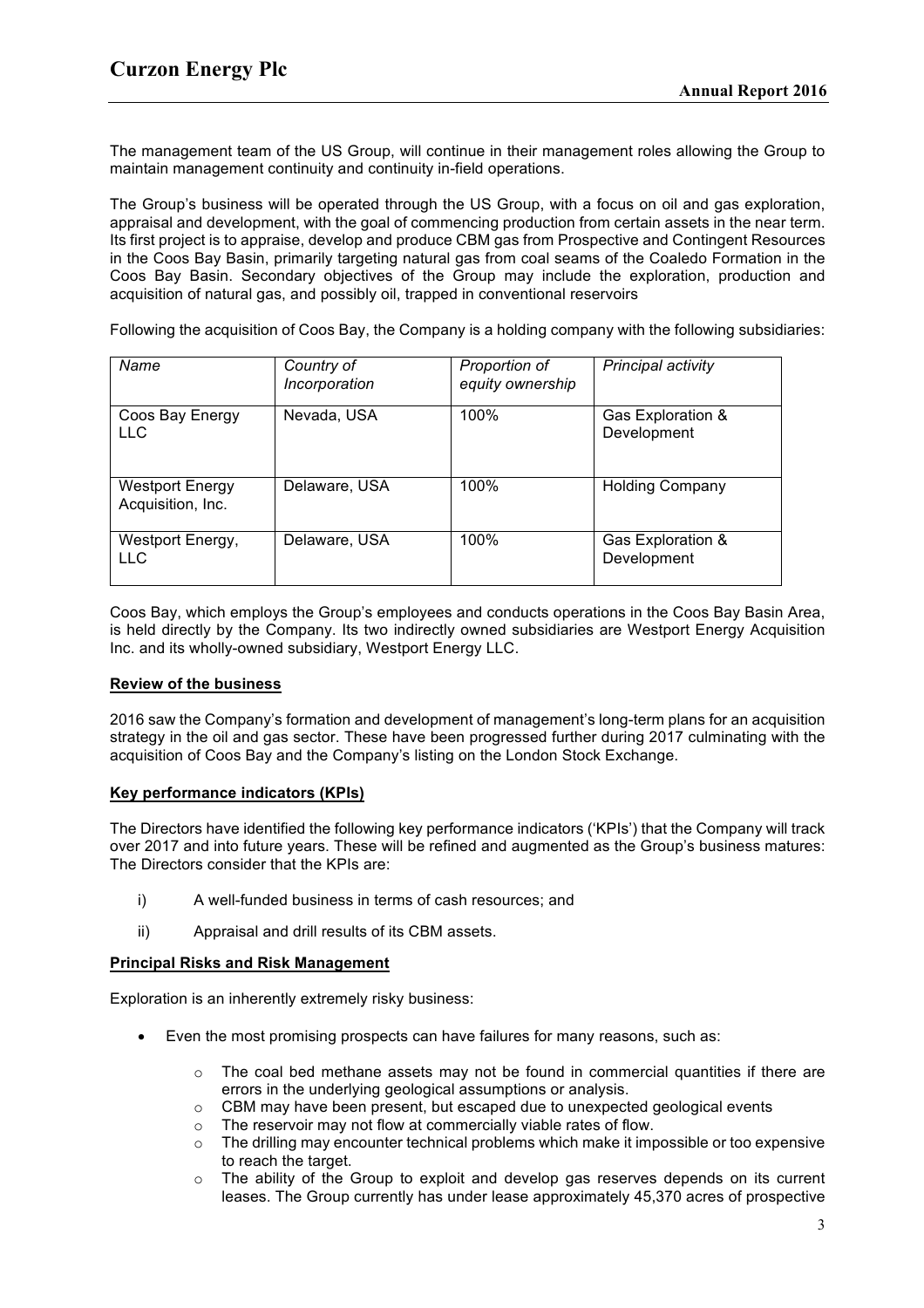The management team of the US Group, will continue in their management roles allowing the Group to maintain management continuity and continuity in-field operations.

The Group's business will be operated through the US Group, with a focus on oil and gas exploration, appraisal and development, with the goal of commencing production from certain assets in the near term. Its first project is to appraise, develop and produce CBM gas from Prospective and Contingent Resources in the Coos Bay Basin, primarily targeting natural gas from coal seams of the Coaledo Formation in the Coos Bay Basin. Secondary objectives of the Group may include the exploration, production and acquisition of natural gas, and possibly oil, trapped in conventional reservoirs

Following the acquisition of Coos Bay, the Company is a holding company with the following subsidiaries:

| *Name* | *Country of Incorporation* | *Proportion of equity ownership* | *Principal activity* |
|---|---|---|---|
| Coos Bay Energy LLC | Nevada, USA | 100% | Gas Exploration & Development |
| Westport Energy Acquisition, Inc. | Delaware, USA | 100% | Holding Company |
| Westport Energy, LLC | Delaware, USA | 100% | Gas Exploration & Development |

Coos Bay, which employs the Group's employees and conducts operations in the Coos Bay Basin Area, is held directly by the Company. Its two indirectly owned subsidiaries are Westport Energy Acquisition Inc. and its wholly-owned subsidiary, Westport Energy LLC.

**Review of the business**

2016 saw the Company's formation and development of management's long-term plans for an acquisition strategy in the oil and gas sector. These have been progressed further during 2017 culminating with the acquisition of Coos Bay and the Company's listing on the London Stock Exchange.

**Key performance indicators (KPIs)**

The Directors have identified the following key performance indicators ('KPIs') that the Company will track over 2017 and into future years. These will be refined and augmented as the Group's business matures: The Directors consider that the KPIs are:

i) A well-funded business in terms of cash resources; and

ii) Appraisal and drill results of its CBM assets.

**Principal Risks and Risk Management**

Exploration is an inherently extremely risky business:

- Even the most promising prospects can have failures for many reasons, such as:
    - The coal bed methane assets may not be found in commercial quantities if there are errors in the underlying geological assumptions or analysis.
    - CBM may have been present, but escaped due to unexpected geological events
    - The reservoir may not flow at commercially viable rates of flow.
    - The drilling may encounter technical problems which make it impossible or too expensive to reach the target.
    - The ability of the Group to exploit and develop gas reserves depends on its current leases. The Group currently has under lease approximately 45,370 acres of prospective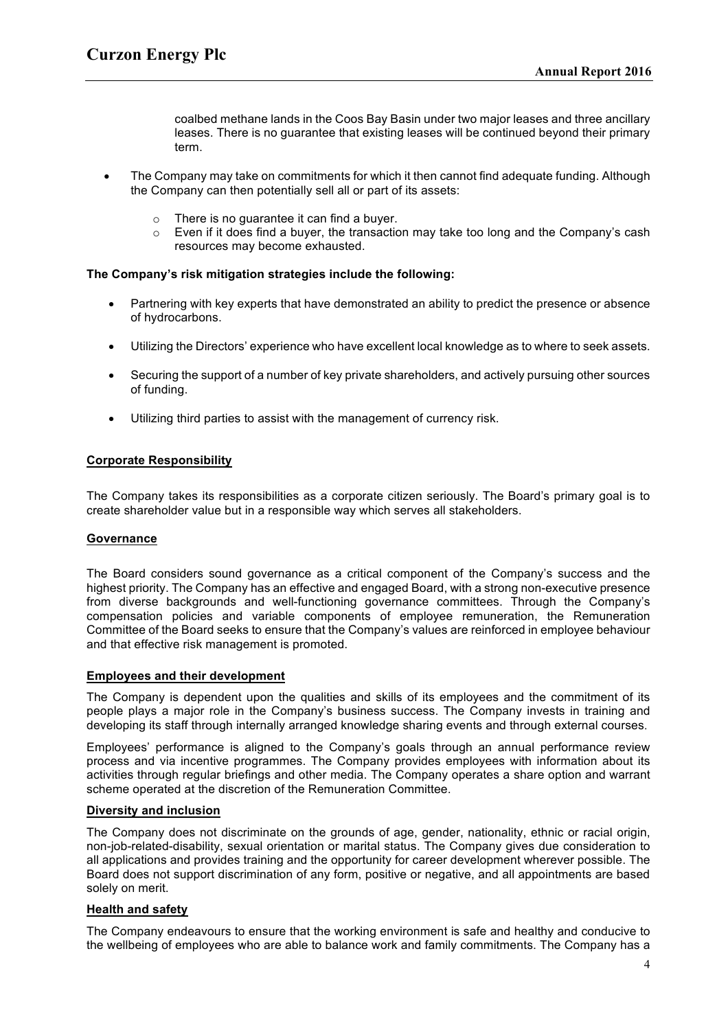coalbed methane lands in the Coos Bay Basin under two major leases and three ancillary leases. There is no guarantee that existing leases will be continued beyond their primary term.

- The Company may take on commitments for which it then cannot find adequate funding. Although the Company can then potentially sell all or part of its assets:
  - There is no guarantee it can find a buyer.
  - Even if it does find a buyer, the transaction may take too long and the Company's cash resources may become exhausted.

**The Company's risk mitigation strategies include the following:**

- Partnering with key experts that have demonstrated an ability to predict the presence or absence of hydrocarbons.
- Utilizing the Directors' experience who have excellent local knowledge as to where to seek assets.
- Securing the support of a number of key private shareholders, and actively pursuing other sources of funding.
- Utilizing third parties to assist with the management of currency risk.

**Corporate Responsibility**

The Company takes its responsibilities as a corporate citizen seriously. The Board's primary goal is to create shareholder value but in a responsible way which serves all stakeholders.

**Governance**

The Board considers sound governance as a critical component of the Company's success and the highest priority. The Company has an effective and engaged Board, with a strong non-executive presence from diverse backgrounds and well-functioning governance committees. Through the Company's compensation policies and variable components of employee remuneration, the Remuneration Committee of the Board seeks to ensure that the Company's values are reinforced in employee behaviour and that effective risk management is promoted.

**Employees and their development**

The Company is dependent upon the qualities and skills of its employees and the commitment of its people plays a major role in the Company's business success. The Company invests in training and developing its staff through internally arranged knowledge sharing events and through external courses.

Employees' performance is aligned to the Company's goals through an annual performance review process and via incentive programmes. The Company provides employees with information about its activities through regular briefings and other media. The Company operates a share option and warrant scheme operated at the discretion of the Remuneration Committee.

**Diversity and inclusion**

The Company does not discriminate on the grounds of age, gender, nationality, ethnic or racial origin, non-job-related-disability, sexual orientation or marital status. The Company gives due consideration to all applications and provides training and the opportunity for career development wherever possible. The Board does not support discrimination of any form, positive or negative, and all appointments are based solely on merit.

**Health and safety**

The Company endeavours to ensure that the working environment is safe and healthy and conducive to the wellbeing of employees who are able to balance work and family commitments. The Company has a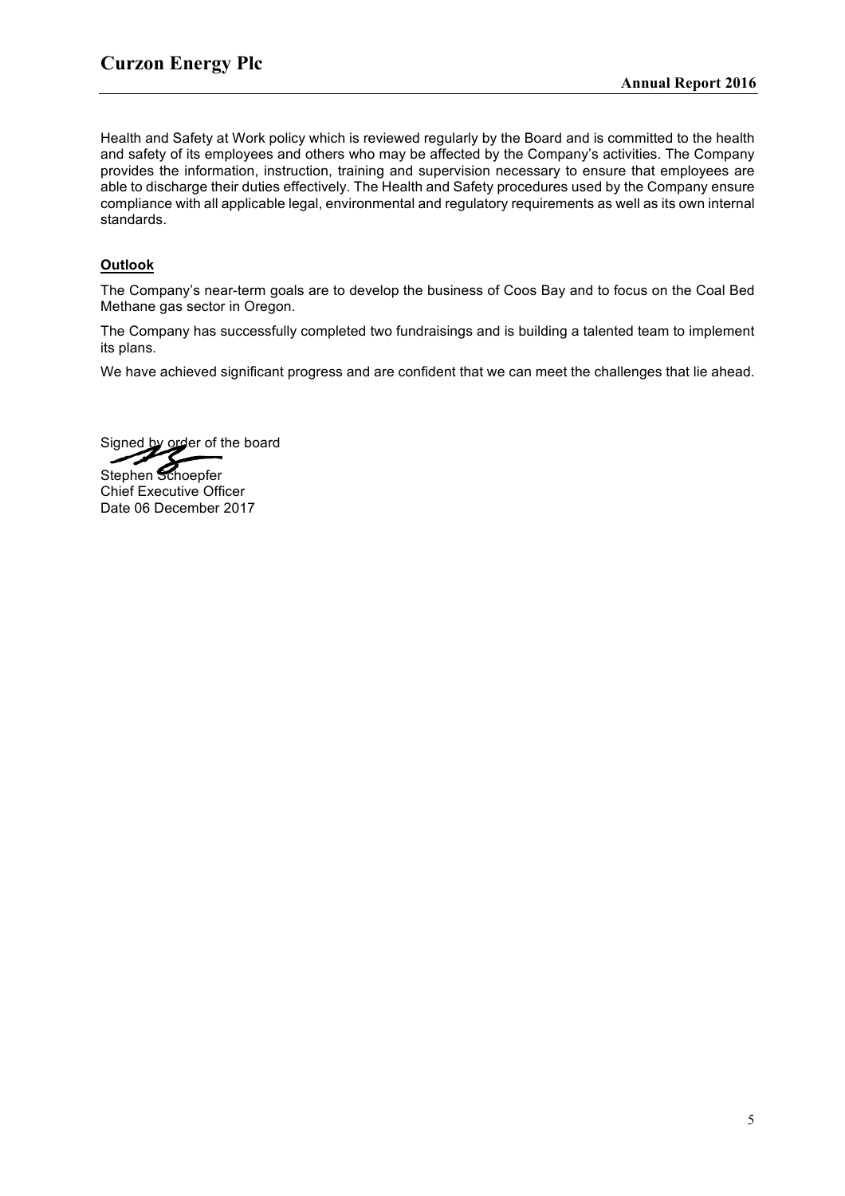Health and Safety at Work policy which is reviewed regularly by the Board and is committed to the health and safety of its employees and others who may be affected by the Company's activities. The Company provides the information, instruction, training and supervision necessary to ensure that employees are able to discharge their duties effectively. The Health and Safety procedures used by the Company ensure compliance with all applicable legal, environmental and regulatory requirements as well as its own internal standards.

**Outlook**

The Company's near-term goals are to develop the business of Coos Bay and to focus on the Coal Bed Methane gas sector in Oregon.

The Company has successfully completed two fundraisings and is building a talented team to implement its plans.

We have achieved significant progress and are confident that we can meet the challenges that lie ahead.

Signed by order of the board

Stephen Schoepfer
Chief Executive Officer
Date 06 December 2017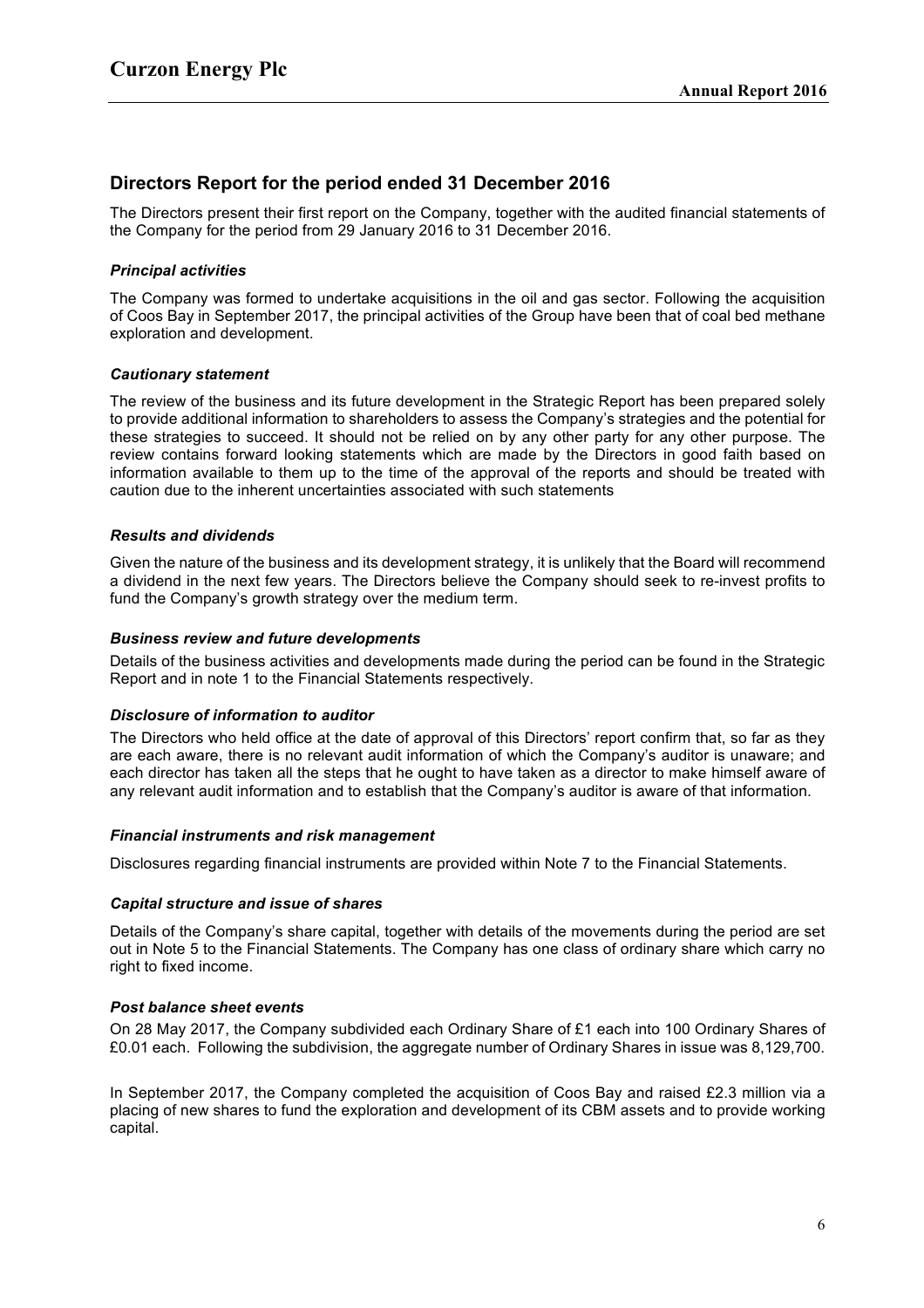## Directors Report for the period ended 31 December 2016

The Directors present their first report on the Company, together with the audited financial statements of the Company for the period from 29 January 2016 to 31 December 2016.

### *Principal activities*

The Company was formed to undertake acquisitions in the oil and gas sector. Following the acquisition of Coos Bay in September 2017, the principal activities of the Group have been that of coal bed methane exploration and development.

### *Cautionary statement*

The review of the business and its future development in the Strategic Report has been prepared solely to provide additional information to shareholders to assess the Company's strategies and the potential for these strategies to succeed. It should not be relied on by any other party for any other purpose. The review contains forward looking statements which are made by the Directors in good faith based on information available to them up to the time of the approval of the reports and should be treated with caution due to the inherent uncertainties associated with such statements

### *Results and dividends*

Given the nature of the business and its development strategy, it is unlikely that the Board will recommend a dividend in the next few years. The Directors believe the Company should seek to re-invest profits to fund the Company's growth strategy over the medium term.

### *Business review and future developments*

Details of the business activities and developments made during the period can be found in the Strategic Report and in note 1 to the Financial Statements respectively.

### *Disclosure of information to auditor*

The Directors who held office at the date of approval of this Directors' report confirm that, so far as they are each aware, there is no relevant audit information of which the Company's auditor is unaware; and each director has taken all the steps that he ought to have taken as a director to make himself aware of any relevant audit information and to establish that the Company's auditor is aware of that information.

### *Financial instruments and risk management*

Disclosures regarding financial instruments are provided within Note 7 to the Financial Statements.

### *Capital structure and issue of shares*

Details of the Company's share capital, together with details of the movements during the period are set out in Note 5 to the Financial Statements. The Company has one class of ordinary share which carry no right to fixed income.

### *Post balance sheet events*

On 28 May 2017, the Company subdivided each Ordinary Share of £1 each into 100 Ordinary Shares of £0.01 each. Following the subdivision, the aggregate number of Ordinary Shares in issue was 8,129,700.

In September 2017, the Company completed the acquisition of Coos Bay and raised £2.3 million via a placing of new shares to fund the exploration and development of its CBM assets and to provide working capital.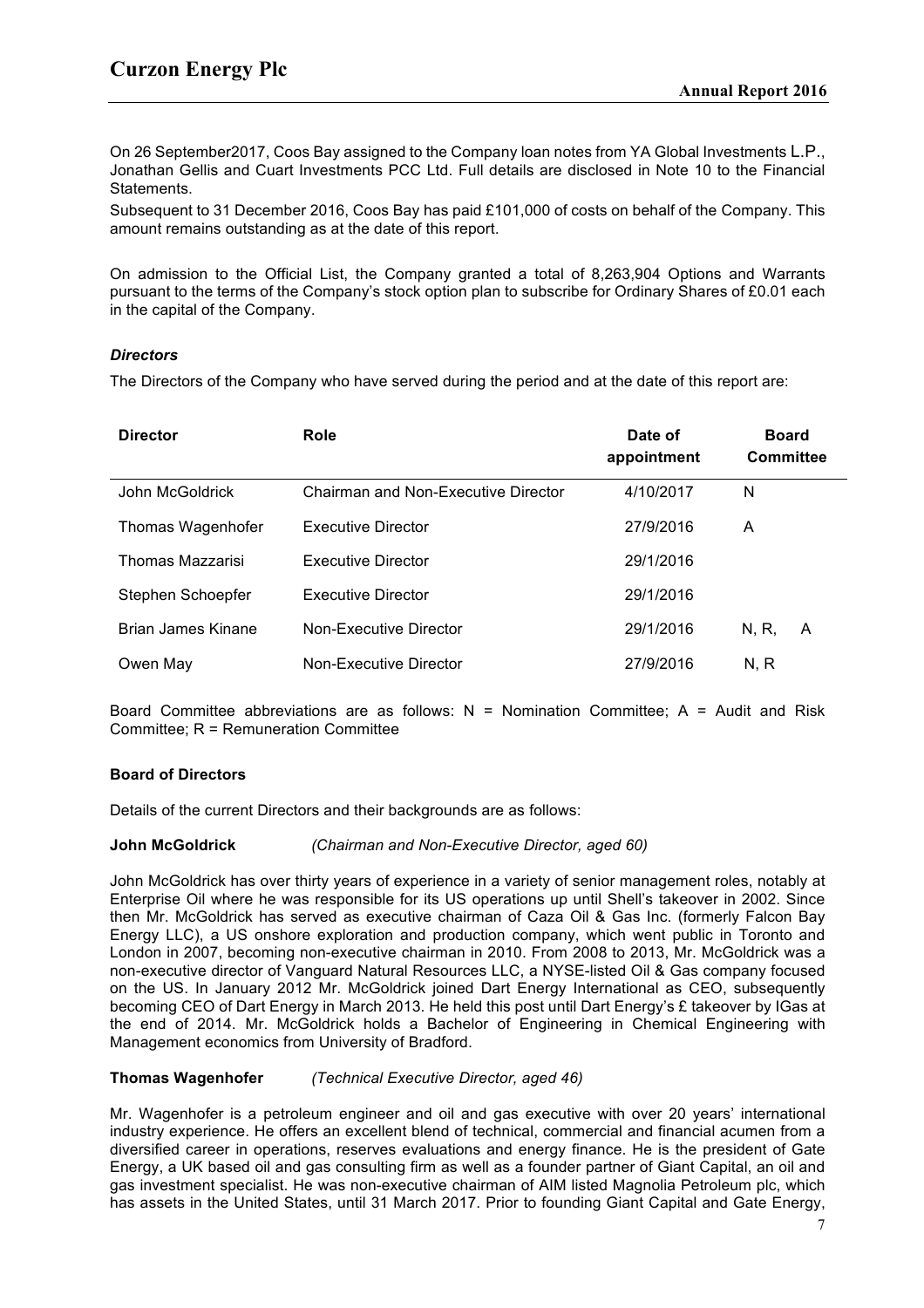On 26 September2017, Coos Bay assigned to the Company loan notes from YA Global Investments L.P., Jonathan Gellis and Cuart Investments PCC Ltd. Full details are disclosed in Note 10 to the Financial Statements.

Subsequent to 31 December 2016, Coos Bay has paid £101,000 of costs on behalf of the Company. This amount remains outstanding as at the date of this report.

On admission to the Official List, the Company granted a total of 8,263,904 Options and Warrants pursuant to the terms of the Company's stock option plan to subscribe for Ordinary Shares of £0.01 each in the capital of the Company.

### *Directors*

The Directors of the Company who have served during the period and at the date of this report are:

| Director | Role | Date of appointment | Board Committee |
|---|---|---|---|
| John McGoldrick | Chairman and Non-Executive Director | 4/10/2017 | N |
| Thomas Wagenhofer | Executive Director | 27/9/2016 | A |
| Thomas Mazzarisi | Executive Director | 29/1/2016 | |
| Stephen Schoepfer | Executive Director | 29/1/2016 | |
| Brian James Kinane | Non-Executive Director | 29/1/2016 | N, R, A |
| Owen May | Non-Executive Director | 27/9/2016 | N, R |

Board Committee abbreviations are as follows: N = Nomination Committee; A = Audit and Risk Committee; R = Remuneration Committee

### Board of Directors

Details of the current Directors and their backgrounds are as follows:

**John McGoldrick** *(Chairman and Non-Executive Director, aged 60)*

John McGoldrick has over thirty years of experience in a variety of senior management roles, notably at Enterprise Oil where he was responsible for its US operations up until Shell's takeover in 2002. Since then Mr. McGoldrick has served as executive chairman of Caza Oil & Gas Inc. (formerly Falcon Bay Energy LLC), a US onshore exploration and production company, which went public in Toronto and London in 2007, becoming non-executive chairman in 2010. From 2008 to 2013, Mr. McGoldrick was a non-executive director of Vanguard Natural Resources LLC, a NYSE-listed Oil & Gas company focused on the US. In January 2012 Mr. McGoldrick joined Dart Energy International as CEO, subsequently becoming CEO of Dart Energy in March 2013. He held this post until Dart Energy's £ takeover by IGas at the end of 2014. Mr. McGoldrick holds a Bachelor of Engineering in Chemical Engineering with Management economics from University of Bradford.

**Thomas Wagenhofer** *(Technical Executive Director, aged 46)*

Mr. Wagenhofer is a petroleum engineer and oil and gas executive with over 20 years' international industry experience. He offers an excellent blend of technical, commercial and financial acumen from a diversified career in operations, reserves evaluations and energy finance. He is the president of Gate Energy, a UK based oil and gas consulting firm as well as a founder partner of Giant Capital, an oil and gas investment specialist. He was non-executive chairman of AIM listed Magnolia Petroleum plc, which has assets in the United States, until 31 March 2017. Prior to founding Giant Capital and Gate Energy,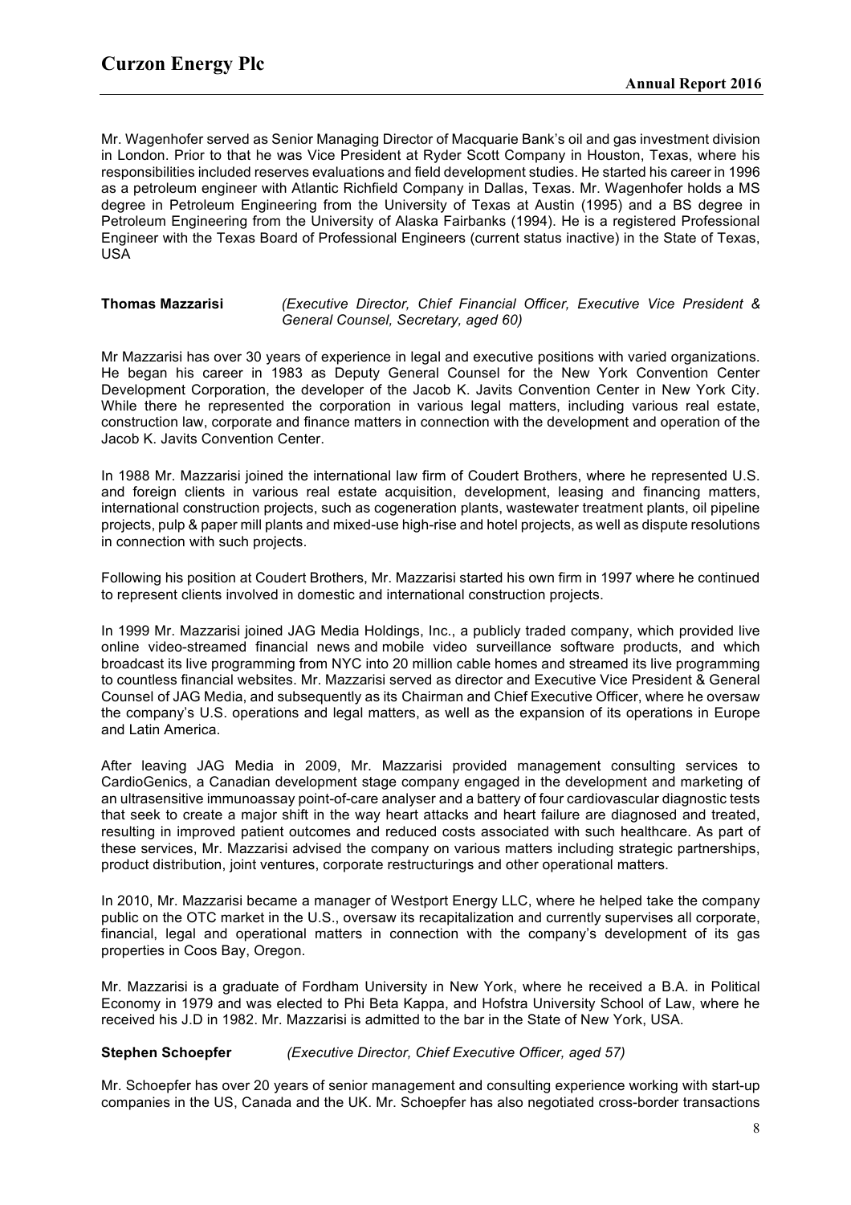Mr. Wagenhofer served as Senior Managing Director of Macquarie Bank's oil and gas investment division in London. Prior to that he was Vice President at Ryder Scott Company in Houston, Texas, where his responsibilities included reserves evaluations and field development studies. He started his career in 1996 as a petroleum engineer with Atlantic Richfield Company in Dallas, Texas. Mr. Wagenhofer holds a MS degree in Petroleum Engineering from the University of Texas at Austin (1995) and a BS degree in Petroleum Engineering from the University of Alaska Fairbanks (1994). He is a registered Professional Engineer with the Texas Board of Professional Engineers (current status inactive) in the State of Texas, USA

**Thomas Mazzarisi** *(Executive Director, Chief Financial Officer, Executive Vice President & General Counsel, Secretary, aged 60)*

Mr Mazzarisi has over 30 years of experience in legal and executive positions with varied organizations. He began his career in 1983 as Deputy General Counsel for the New York Convention Center Development Corporation, the developer of the Jacob K. Javits Convention Center in New York City. While there he represented the corporation in various legal matters, including various real estate, construction law, corporate and finance matters in connection with the development and operation of the Jacob K. Javits Convention Center.

In 1988 Mr. Mazzarisi joined the international law firm of Coudert Brothers, where he represented U.S. and foreign clients in various real estate acquisition, development, leasing and financing matters, international construction projects, such as cogeneration plants, wastewater treatment plants, oil pipeline projects, pulp & paper mill plants and mixed-use high-rise and hotel projects, as well as dispute resolutions in connection with such projects.

Following his position at Coudert Brothers, Mr. Mazzarisi started his own firm in 1997 where he continued to represent clients involved in domestic and international construction projects.

In 1999 Mr. Mazzarisi joined JAG Media Holdings, Inc., a publicly traded company, which provided live online video-streamed financial news and mobile video surveillance software products, and which broadcast its live programming from NYC into 20 million cable homes and streamed its live programming to countless financial websites. Mr. Mazzarisi served as director and Executive Vice President & General Counsel of JAG Media, and subsequently as its Chairman and Chief Executive Officer, where he oversaw the company's U.S. operations and legal matters, as well as the expansion of its operations in Europe and Latin America.

After leaving JAG Media in 2009, Mr. Mazzarisi provided management consulting services to CardioGenics, a Canadian development stage company engaged in the development and marketing of an ultrasensitive immunoassay point-of-care analyser and a battery of four cardiovascular diagnostic tests that seek to create a major shift in the way heart attacks and heart failure are diagnosed and treated, resulting in improved patient outcomes and reduced costs associated with such healthcare. As part of these services, Mr. Mazzarisi advised the company on various matters including strategic partnerships, product distribution, joint ventures, corporate restructurings and other operational matters.

In 2010, Mr. Mazzarisi became a manager of Westport Energy LLC, where he helped take the company public on the OTC market in the U.S., oversaw its recapitalization and currently supervises all corporate, financial, legal and operational matters in connection with the company's development of its gas properties in Coos Bay, Oregon.

Mr. Mazzarisi is a graduate of Fordham University in New York, where he received a B.A. in Political Economy in 1979 and was elected to Phi Beta Kappa, and Hofstra University School of Law, where he received his J.D in 1982. Mr. Mazzarisi is admitted to the bar in the State of New York, USA.

**Stephen Schoepfer** *(Executive Director, Chief Executive Officer, aged 57)*

Mr. Schoepfer has over 20 years of senior management and consulting experience working with start-up companies in the US, Canada and the UK. Mr. Schoepfer has also negotiated cross-border transactions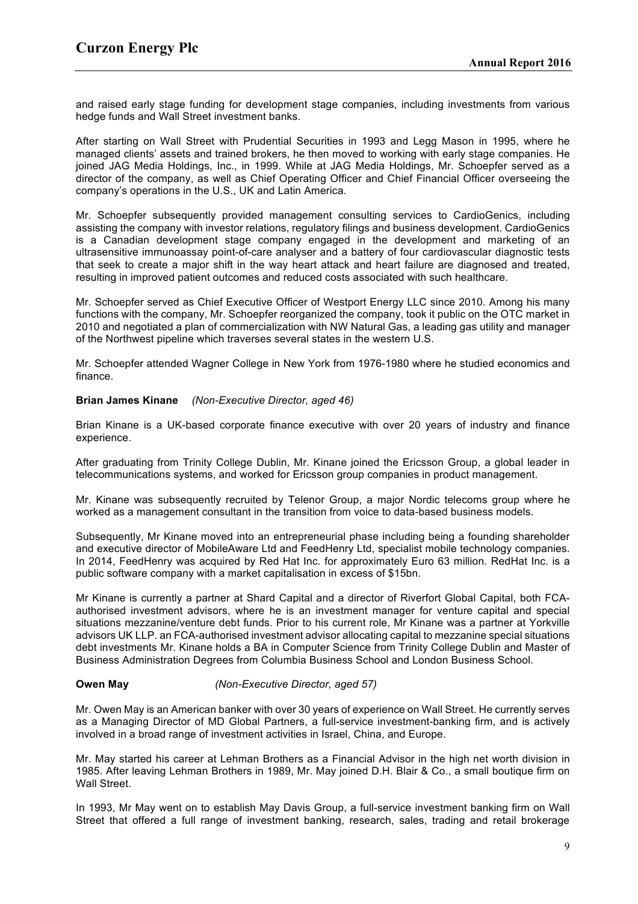and raised early stage funding for development stage companies, including investments from various hedge funds and Wall Street investment banks.

After starting on Wall Street with Prudential Securities in 1993 and Legg Mason in 1995, where he managed clients' assets and trained brokers, he then moved to working with early stage companies. He joined JAG Media Holdings, Inc., in 1999. While at JAG Media Holdings, Mr. Schoepfer served as a director of the company, as well as Chief Operating Officer and Chief Financial Officer overseeing the company's operations in the U.S., UK and Latin America.

Mr. Schoepfer subsequently provided management consulting services to CardioGenics, including assisting the company with investor relations, regulatory filings and business development. CardioGenics is a Canadian development stage company engaged in the development and marketing of an ultrasensitive immunoassay point-of-care analyser and a battery of four cardiovascular diagnostic tests that seek to create a major shift in the way heart attack and heart failure are diagnosed and treated, resulting in improved patient outcomes and reduced costs associated with such healthcare.

Mr. Schoepfer served as Chief Executive Officer of Westport Energy LLC since 2010. Among his many functions with the company, Mr. Schoepfer reorganized the company, took it public on the OTC market in 2010 and negotiated a plan of commercialization with NW Natural Gas, a leading gas utility and manager of the Northwest pipeline which traverses several states in the western U.S.

Mr. Schoepfer attended Wagner College in New York from 1976-1980 where he studied economics and finance.

**Brian James Kinane** *(Non-Executive Director, aged 46)*

Brian Kinane is a UK-based corporate finance executive with over 20 years of industry and finance experience.

After graduating from Trinity College Dublin, Mr. Kinane joined the Ericsson Group, a global leader in telecommunications systems, and worked for Ericsson group companies in product management.

Mr. Kinane was subsequently recruited by Telenor Group, a major Nordic telecoms group where he worked as a management consultant in the transition from voice to data-based business models.

Subsequently, Mr Kinane moved into an entrepreneurial phase including being a founding shareholder and executive director of MobileAware Ltd and FeedHenry Ltd, specialist mobile technology companies. In 2014, FeedHenry was acquired by Red Hat Inc. for approximately Euro 63 million. RedHat Inc. is a public software company with a market capitalisation in excess of $15bn.

Mr Kinane is currently a partner at Shard Capital and a director of Riverfort Global Capital, both FCA-authorised investment advisors, where he is an investment manager for venture capital and special situations mezzanine/venture debt funds. Prior to his current role, Mr Kinane was a partner at Yorkville advisors UK LLP. an FCA-authorised investment advisor allocating capital to mezzanine special situations debt investments Mr. Kinane holds a BA in Computer Science from Trinity College Dublin and Master of Business Administration Degrees from Columbia Business School and London Business School.

**Owen May** *(Non-Executive Director, aged 57)*

Mr. Owen May is an American banker with over 30 years of experience on Wall Street. He currently serves as a Managing Director of MD Global Partners, a full-service investment-banking firm, and is actively involved in a broad range of investment activities in Israel, China, and Europe.

Mr. May started his career at Lehman Brothers as a Financial Advisor in the high net worth division in 1985. After leaving Lehman Brothers in 1989, Mr. May joined D.H. Blair & Co., a small boutique firm on Wall Street.

In 1993, Mr May went on to establish May Davis Group, a full-service investment banking firm on Wall Street that offered a full range of investment banking, research, sales, trading and retail brokerage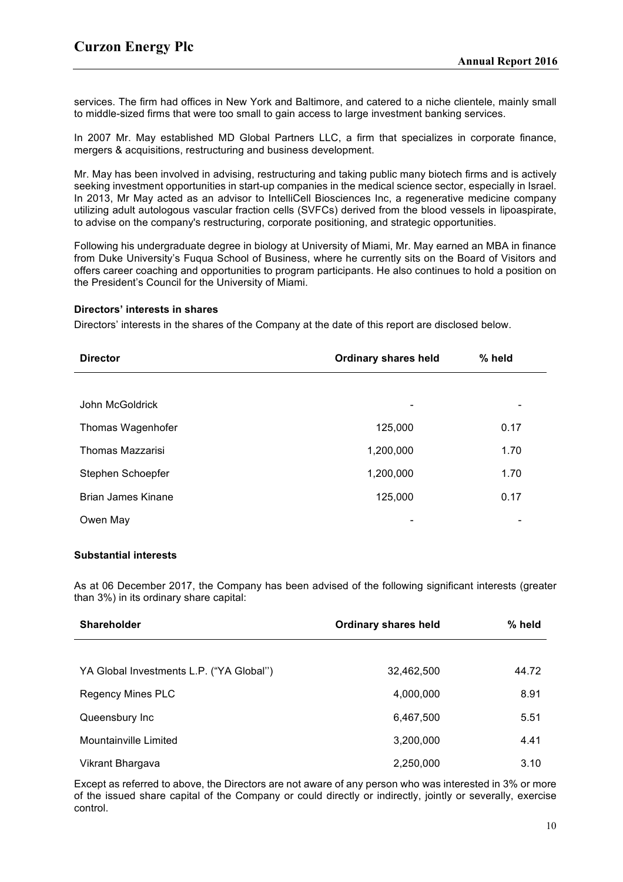services. The firm had offices in New York and Baltimore, and catered to a niche clientele, mainly small to middle-sized firms that were too small to gain access to large investment banking services.

In 2007 Mr. May established MD Global Partners LLC, a firm that specializes in corporate finance, mergers & acquisitions, restructuring and business development.

Mr. May has been involved in advising, restructuring and taking public many biotech firms and is actively seeking investment opportunities in start-up companies in the medical science sector, especially in Israel. In 2013, Mr May acted as an advisor to IntelliCell Biosciences Inc, a regenerative medicine company utilizing adult autologous vascular fraction cells (SVFCs) derived from the blood vessels in lipoaspirate, to advise on the company's restructuring, corporate positioning, and strategic opportunities.

Following his undergraduate degree in biology at University of Miami, Mr. May earned an MBA in finance from Duke University's Fuqua School of Business, where he currently sits on the Board of Visitors and offers career coaching and opportunities to program participants. He also continues to hold a position on the President's Council for the University of Miami.

**Directors' interests in shares**

Directors' interests in the shares of the Company at the date of this report are disclosed below.

| Director | Ordinary shares held | % held |
|---|---|---|
| John McGoldrick | - | - |
| Thomas Wagenhofer | 125,000 | 0.17 |
| Thomas Mazzarisi | 1,200,000 | 1.70 |
| Stephen Schoepfer | 1,200,000 | 1.70 |
| Brian James Kinane | 125,000 | 0.17 |
| Owen May | - | - |

**Substantial interests**

As at 06 December 2017, the Company has been advised of the following significant interests (greater than 3%) in its ordinary share capital:

| Shareholder | Ordinary shares held | % held |
|---|---|---|
| YA Global Investments L.P. ("YA Global'') | 32,462,500 | 44.72 |
| Regency Mines PLC | 4,000,000 | 8.91 |
| Queensbury Inc | 6,467,500 | 5.51 |
| Mountainville Limited | 3,200,000 | 4.41 |
| Vikrant Bhargava | 2,250,000 | 3.10 |

Except as referred to above, the Directors are not aware of any person who was interested in 3% or more of the issued share capital of the Company or could directly or indirectly, jointly or severally, exercise control.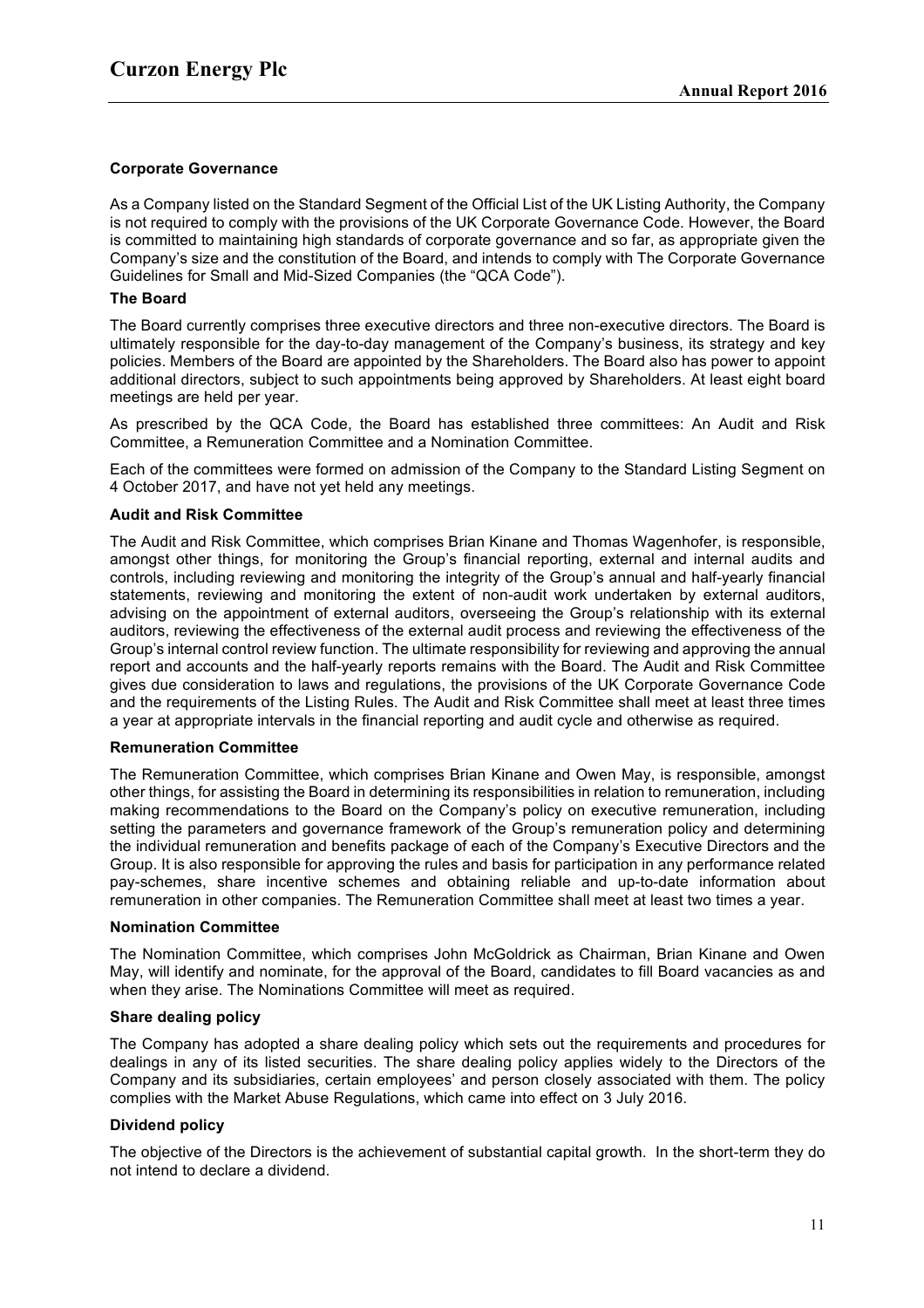## Corporate Governance

As a Company listed on the Standard Segment of the Official List of the UK Listing Authority, the Company is not required to comply with the provisions of the UK Corporate Governance Code. However, the Board is committed to maintaining high standards of corporate governance and so far, as appropriate given the Company's size and the constitution of the Board, and intends to comply with The Corporate Governance Guidelines for Small and Mid-Sized Companies (the "QCA Code").

### The Board

The Board currently comprises three executive directors and three non-executive directors. The Board is ultimately responsible for the day-to-day management of the Company's business, its strategy and key policies. Members of the Board are appointed by the Shareholders. The Board also has power to appoint additional directors, subject to such appointments being approved by Shareholders. At least eight board meetings are held per year.

As prescribed by the QCA Code, the Board has established three committees: An Audit and Risk Committee, a Remuneration Committee and a Nomination Committee.

Each of the committees were formed on admission of the Company to the Standard Listing Segment on 4 October 2017, and have not yet held any meetings.

### Audit and Risk Committee

The Audit and Risk Committee, which comprises Brian Kinane and Thomas Wagenhofer, is responsible, amongst other things, for monitoring the Group's financial reporting, external and internal audits and controls, including reviewing and monitoring the integrity of the Group's annual and half-yearly financial statements, reviewing and monitoring the extent of non-audit work undertaken by external auditors, advising on the appointment of external auditors, overseeing the Group's relationship with its external auditors, reviewing the effectiveness of the external audit process and reviewing the effectiveness of the Group's internal control review function. The ultimate responsibility for reviewing and approving the annual report and accounts and the half-yearly reports remains with the Board. The Audit and Risk Committee gives due consideration to laws and regulations, the provisions of the UK Corporate Governance Code and the requirements of the Listing Rules. The Audit and Risk Committee shall meet at least three times a year at appropriate intervals in the financial reporting and audit cycle and otherwise as required.

### Remuneration Committee

The Remuneration Committee, which comprises Brian Kinane and Owen May, is responsible, amongst other things, for assisting the Board in determining its responsibilities in relation to remuneration, including making recommendations to the Board on the Company's policy on executive remuneration, including setting the parameters and governance framework of the Group's remuneration policy and determining the individual remuneration and benefits package of each of the Company's Executive Directors and the Group. It is also responsible for approving the rules and basis for participation in any performance related pay-schemes, share incentive schemes and obtaining reliable and up-to-date information about remuneration in other companies. The Remuneration Committee shall meet at least two times a year.

### Nomination Committee

The Nomination Committee, which comprises John McGoldrick as Chairman, Brian Kinane and Owen May, will identify and nominate, for the approval of the Board, candidates to fill Board vacancies as and when they arise. The Nominations Committee will meet as required.

### Share dealing policy

The Company has adopted a share dealing policy which sets out the requirements and procedures for dealings in any of its listed securities. The share dealing policy applies widely to the Directors of the Company and its subsidiaries, certain employees' and person closely associated with them. The policy complies with the Market Abuse Regulations, which came into effect on 3 July 2016.

### Dividend policy

The objective of the Directors is the achievement of substantial capital growth. In the short-term they do not intend to declare a dividend.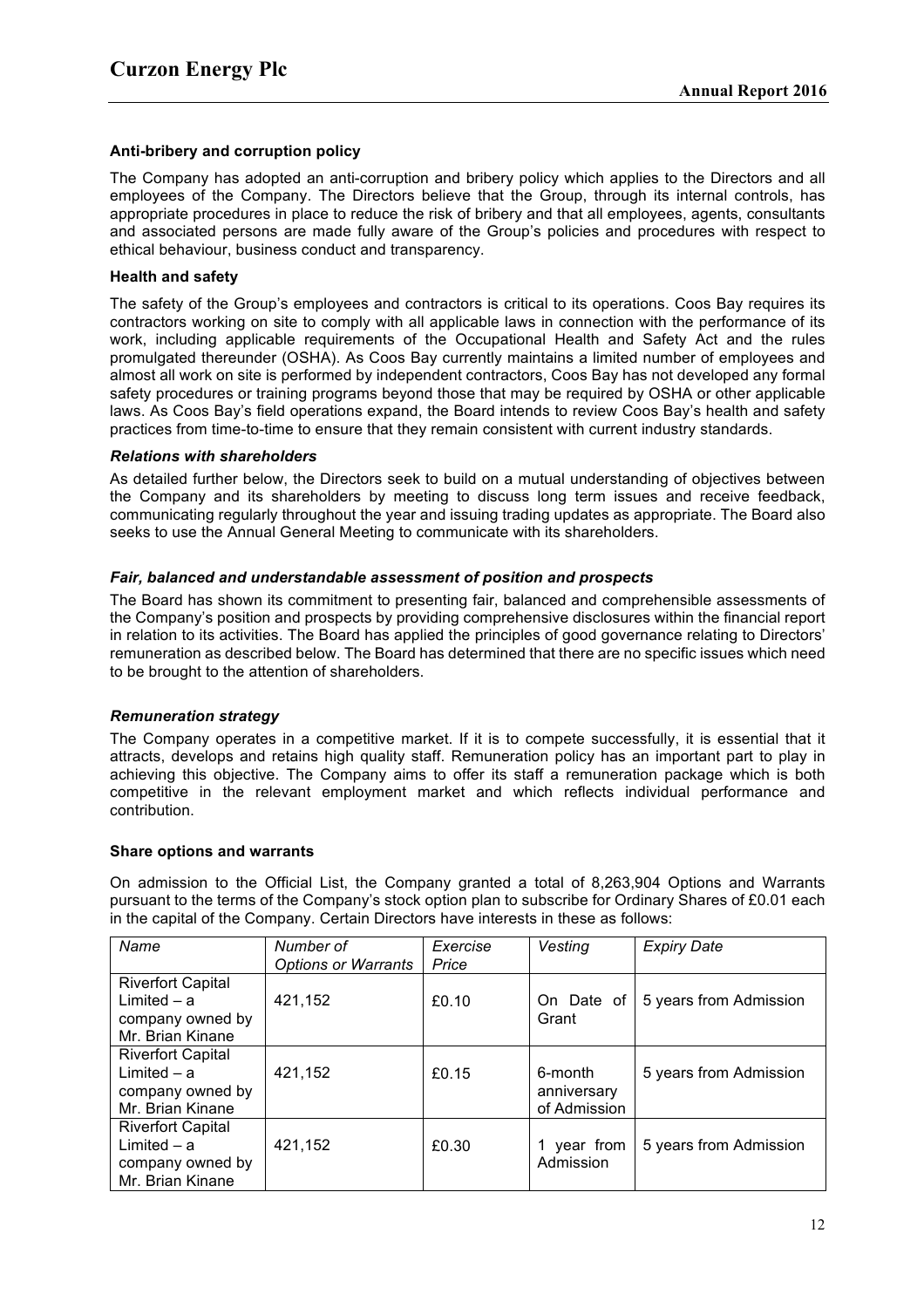### Anti-bribery and corruption policy

The Company has adopted an anti-corruption and bribery policy which applies to the Directors and all employees of the Company. The Directors believe that the Group, through its internal controls, has appropriate procedures in place to reduce the risk of bribery and that all employees, agents, consultants and associated persons are made fully aware of the Group's policies and procedures with respect to ethical behaviour, business conduct and transparency.

### Health and safety

The safety of the Group's employees and contractors is critical to its operations. Coos Bay requires its contractors working on site to comply with all applicable laws in connection with the performance of its work, including applicable requirements of the Occupational Health and Safety Act and the rules promulgated thereunder (OSHA). As Coos Bay currently maintains a limited number of employees and almost all work on site is performed by independent contractors, Coos Bay has not developed any formal safety procedures or training programs beyond those that may be required by OSHA or other applicable laws. As Coos Bay's field operations expand, the Board intends to review Coos Bay's health and safety practices from time-to-time to ensure that they remain consistent with current industry standards.

### *Relations with shareholders*

As detailed further below, the Directors seek to build on a mutual understanding of objectives between the Company and its shareholders by meeting to discuss long term issues and receive feedback, communicating regularly throughout the year and issuing trading updates as appropriate. The Board also seeks to use the Annual General Meeting to communicate with its shareholders.

### *Fair, balanced and understandable assessment of position and prospects*

The Board has shown its commitment to presenting fair, balanced and comprehensible assessments of the Company's position and prospects by providing comprehensive disclosures within the financial report in relation to its activities. The Board has applied the principles of good governance relating to Directors' remuneration as described below. The Board has determined that there are no specific issues which need to be brought to the attention of shareholders.

### *Remuneration strategy*

The Company operates in a competitive market. If it is to compete successfully, it is essential that it attracts, develops and retains high quality staff. Remuneration policy has an important part to play in achieving this objective. The Company aims to offer its staff a remuneration package which is both competitive in the relevant employment market and which reflects individual performance and contribution.

### Share options and warrants

On admission to the Official List, the Company granted a total of 8,263,904 Options and Warrants pursuant to the terms of the Company's stock option plan to subscribe for Ordinary Shares of £0.01 each in the capital of the Company. Certain Directors have interests in these as follows:

| *Name* | *Number of Options or Warrants* | *Exercise Price* | *Vesting* | *Expiry Date* |
|---|---|---|---|---|
| Riverfort Capital Limited – a company owned by Mr. Brian Kinane | 421,152 | £0.10 | On Date of Grant | 5 years from Admission |
| Riverfort Capital Limited – a company owned by Mr. Brian Kinane | 421,152 | £0.15 | 6-month anniversary of Admission | 5 years from Admission |
| Riverfort Capital Limited – a company owned by Mr. Brian Kinane | 421,152 | £0.30 | 1 year from Admission | 5 years from Admission |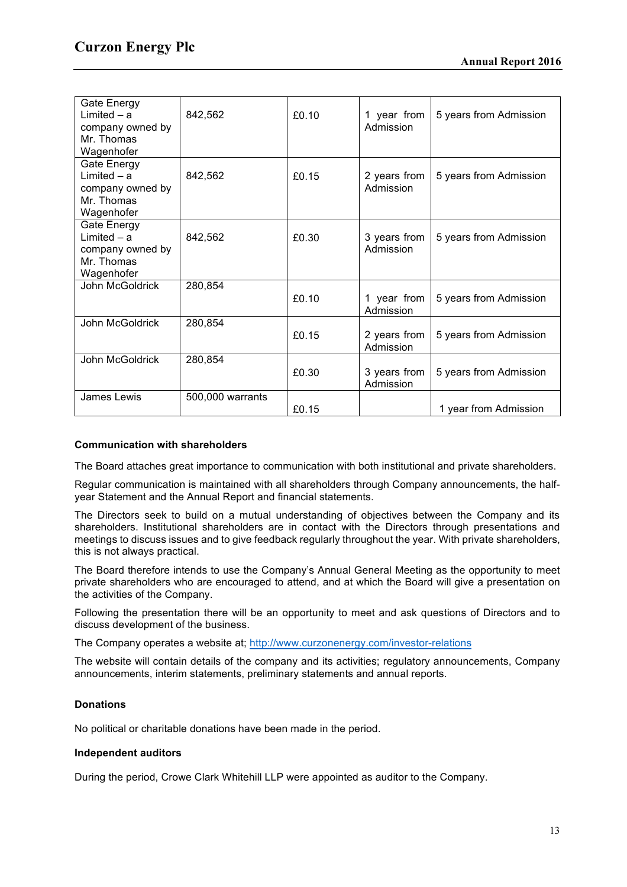| | | | | |
|---|---|---|---|---|
| Gate Energy Limited – a company owned by Mr. Thomas Wagenhofer | 842,562 | £0.10 | 1 year from Admission | 5 years from Admission |
| Gate Energy Limited – a company owned by Mr. Thomas Wagenhofer | 842,562 | £0.15 | 2 years from Admission | 5 years from Admission |
| Gate Energy Limited – a company owned by Mr. Thomas Wagenhofer | 842,562 | £0.30 | 3 years from Admission | 5 years from Admission |
| John McGoldrick | 280,854 | £0.10 | 1 year from Admission | 5 years from Admission |
| John McGoldrick | 280,854 | £0.15 | 2 years from Admission | 5 years from Admission |
| John McGoldrick | 280,854 | £0.30 | 3 years from Admission | 5 years from Admission |
| James Lewis | 500,000 warrants | £0.15 | | 1 year from Admission |

**Communication with shareholders**

The Board attaches great importance to communication with both institutional and private shareholders.

Regular communication is maintained with all shareholders through Company announcements, the half-year Statement and the Annual Report and financial statements.

The Directors seek to build on a mutual understanding of objectives between the Company and its shareholders. Institutional shareholders are in contact with the Directors through presentations and meetings to discuss issues and to give feedback regularly throughout the year. With private shareholders, this is not always practical.

The Board therefore intends to use the Company's Annual General Meeting as the opportunity to meet private shareholders who are encouraged to attend, and at which the Board will give a presentation on the activities of the Company.

Following the presentation there will be an opportunity to meet and ask questions of Directors and to discuss development of the business.

The Company operates a website at; http://www.curzonenergy.com/investor-relations

The website will contain details of the company and its activities; regulatory announcements, Company announcements, interim statements, preliminary statements and annual reports.

**Donations**

No political or charitable donations have been made in the period.

**Independent auditors**

During the period, Crowe Clark Whitehill LLP were appointed as auditor to the Company.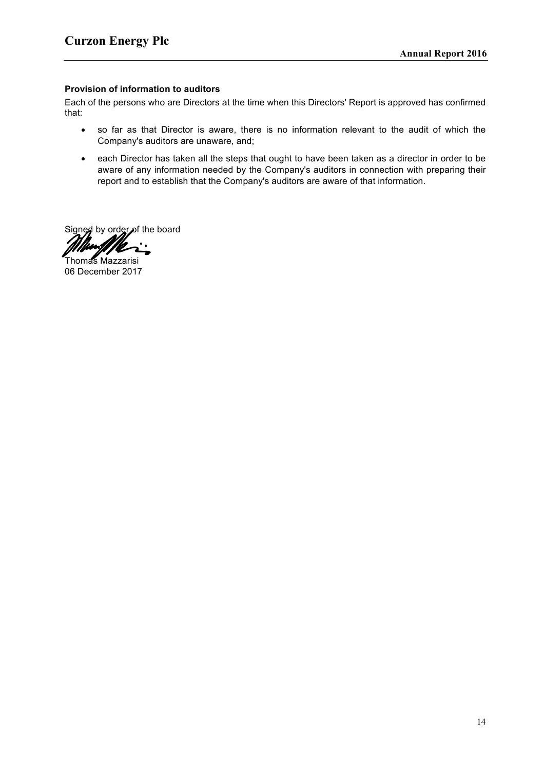### Provision of information to auditors

Each of the persons who are Directors at the time when this Directors' Report is approved has confirmed that:

- so far as that Director is aware, there is no information relevant to the audit of which the Company's auditors are unaware, and;
- each Director has taken all the steps that ought to have been taken as a director in order to be aware of any information needed by the Company's auditors in connection with preparing their report and to establish that the Company's auditors are aware of that information.

Signed by order of the board

Thomas Mazzarisi
06 December 2017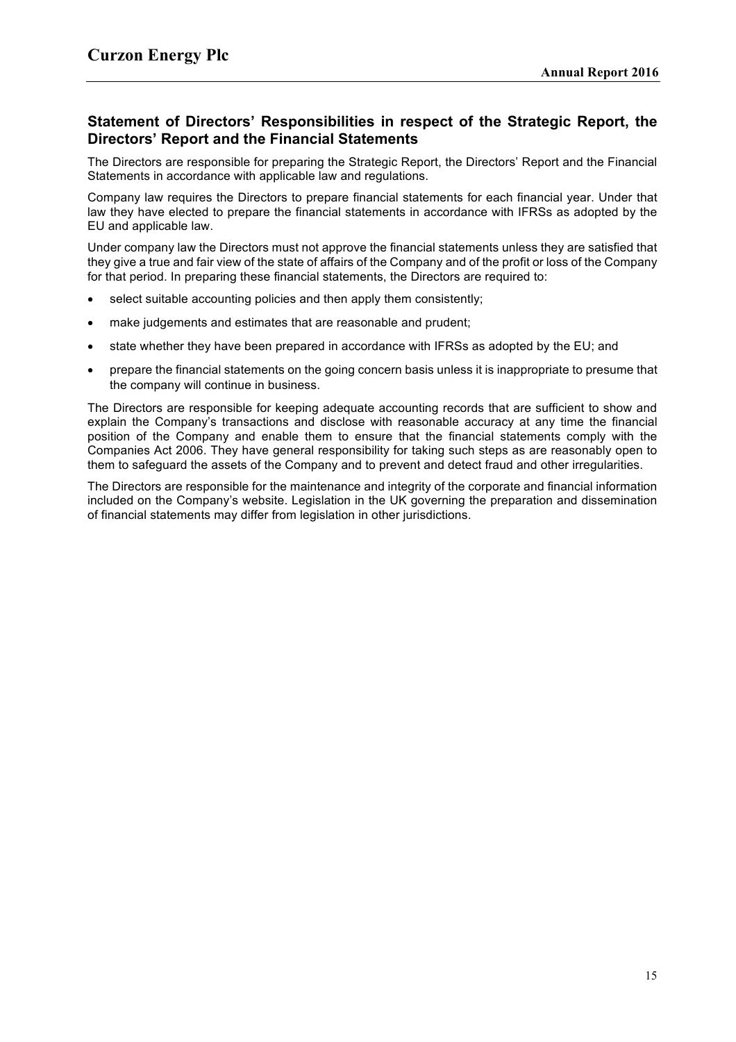## Statement of Directors' Responsibilities in respect of the Strategic Report, the Directors' Report and the Financial Statements

The Directors are responsible for preparing the Strategic Report, the Directors' Report and the Financial Statements in accordance with applicable law and regulations.

Company law requires the Directors to prepare financial statements for each financial year. Under that law they have elected to prepare the financial statements in accordance with IFRSs as adopted by the EU and applicable law.

Under company law the Directors must not approve the financial statements unless they are satisfied that they give a true and fair view of the state of affairs of the Company and of the profit or loss of the Company for that period. In preparing these financial statements, the Directors are required to:

- select suitable accounting policies and then apply them consistently;
- make judgements and estimates that are reasonable and prudent;
- state whether they have been prepared in accordance with IFRSs as adopted by the EU; and
- prepare the financial statements on the going concern basis unless it is inappropriate to presume that the company will continue in business.

The Directors are responsible for keeping adequate accounting records that are sufficient to show and explain the Company's transactions and disclose with reasonable accuracy at any time the financial position of the Company and enable them to ensure that the financial statements comply with the Companies Act 2006. They have general responsibility for taking such steps as are reasonably open to them to safeguard the assets of the Company and to prevent and detect fraud and other irregularities.

The Directors are responsible for the maintenance and integrity of the corporate and financial information included on the Company's website. Legislation in the UK governing the preparation and dissemination of financial statements may differ from legislation in other jurisdictions.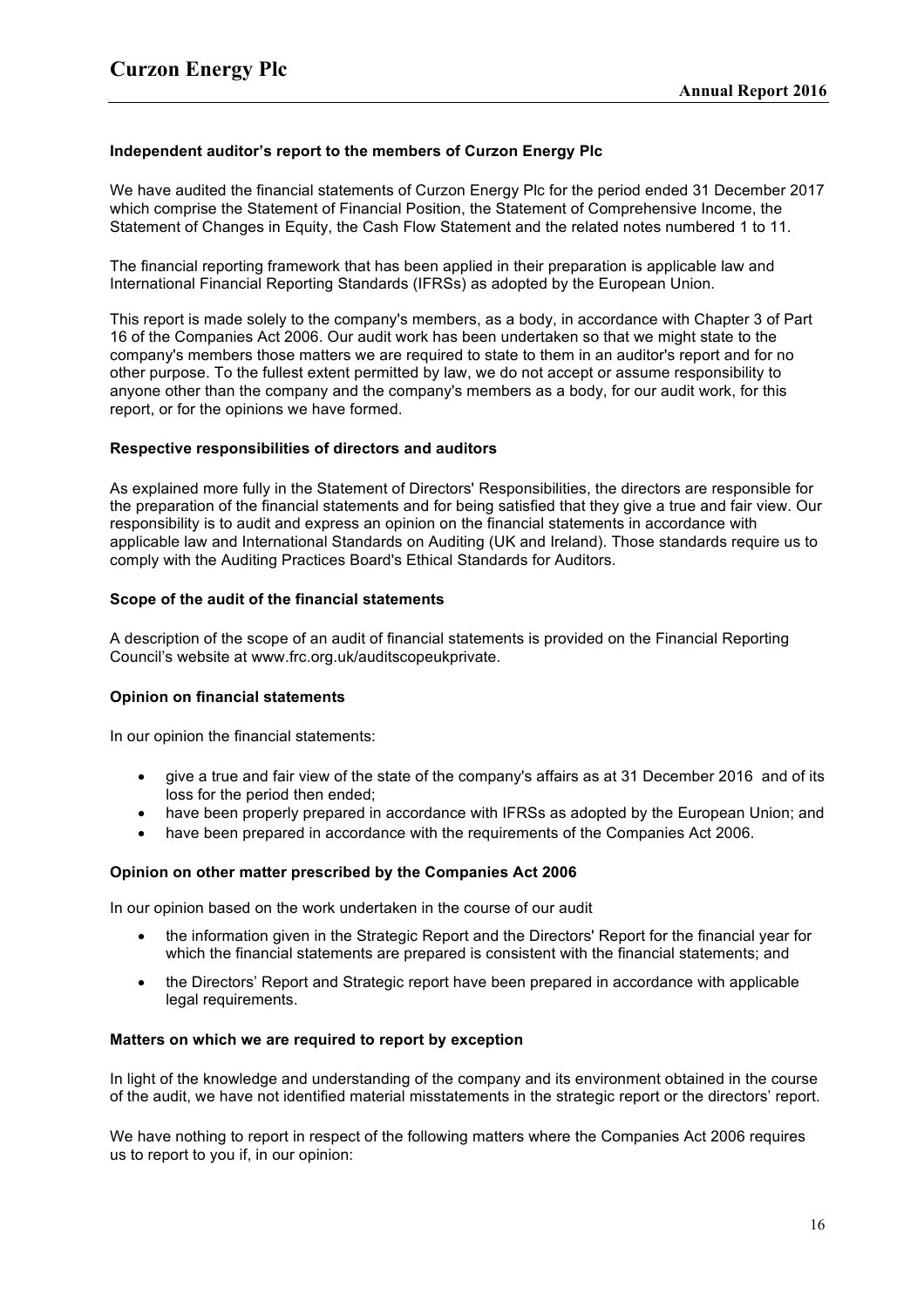### Independent auditor's report to the members of Curzon Energy Plc

We have audited the financial statements of Curzon Energy Plc for the period ended 31 December 2017 which comprise the Statement of Financial Position, the Statement of Comprehensive Income, the Statement of Changes in Equity, the Cash Flow Statement and the related notes numbered 1 to 11.

The financial reporting framework that has been applied in their preparation is applicable law and International Financial Reporting Standards (IFRSs) as adopted by the European Union.

This report is made solely to the company's members, as a body, in accordance with Chapter 3 of Part 16 of the Companies Act 2006. Our audit work has been undertaken so that we might state to the company's members those matters we are required to state to them in an auditor's report and for no other purpose. To the fullest extent permitted by law, we do not accept or assume responsibility to anyone other than the company and the company's members as a body, for our audit work, for this report, or for the opinions we have formed.

### Respective responsibilities of directors and auditors

As explained more fully in the Statement of Directors' Responsibilities, the directors are responsible for the preparation of the financial statements and for being satisfied that they give a true and fair view. Our responsibility is to audit and express an opinion on the financial statements in accordance with applicable law and International Standards on Auditing (UK and Ireland). Those standards require us to comply with the Auditing Practices Board's Ethical Standards for Auditors.

### Scope of the audit of the financial statements

A description of the scope of an audit of financial statements is provided on the Financial Reporting Council's website at www.frc.org.uk/auditscopeukprivate.

### Opinion on financial statements

In our opinion the financial statements:

- give a true and fair view of the state of the company's affairs as at 31 December 2016 and of its loss for the period then ended;
- have been properly prepared in accordance with IFRSs as adopted by the European Union; and
- have been prepared in accordance with the requirements of the Companies Act 2006.

### Opinion on other matter prescribed by the Companies Act 2006

In our opinion based on the work undertaken in the course of our audit

- the information given in the Strategic Report and the Directors' Report for the financial year for which the financial statements are prepared is consistent with the financial statements; and
- the Directors' Report and Strategic report have been prepared in accordance with applicable legal requirements.

### Matters on which we are required to report by exception

In light of the knowledge and understanding of the company and its environment obtained in the course of the audit, we have not identified material misstatements in the strategic report or the directors' report.

We have nothing to report in respect of the following matters where the Companies Act 2006 requires us to report to you if, in our opinion: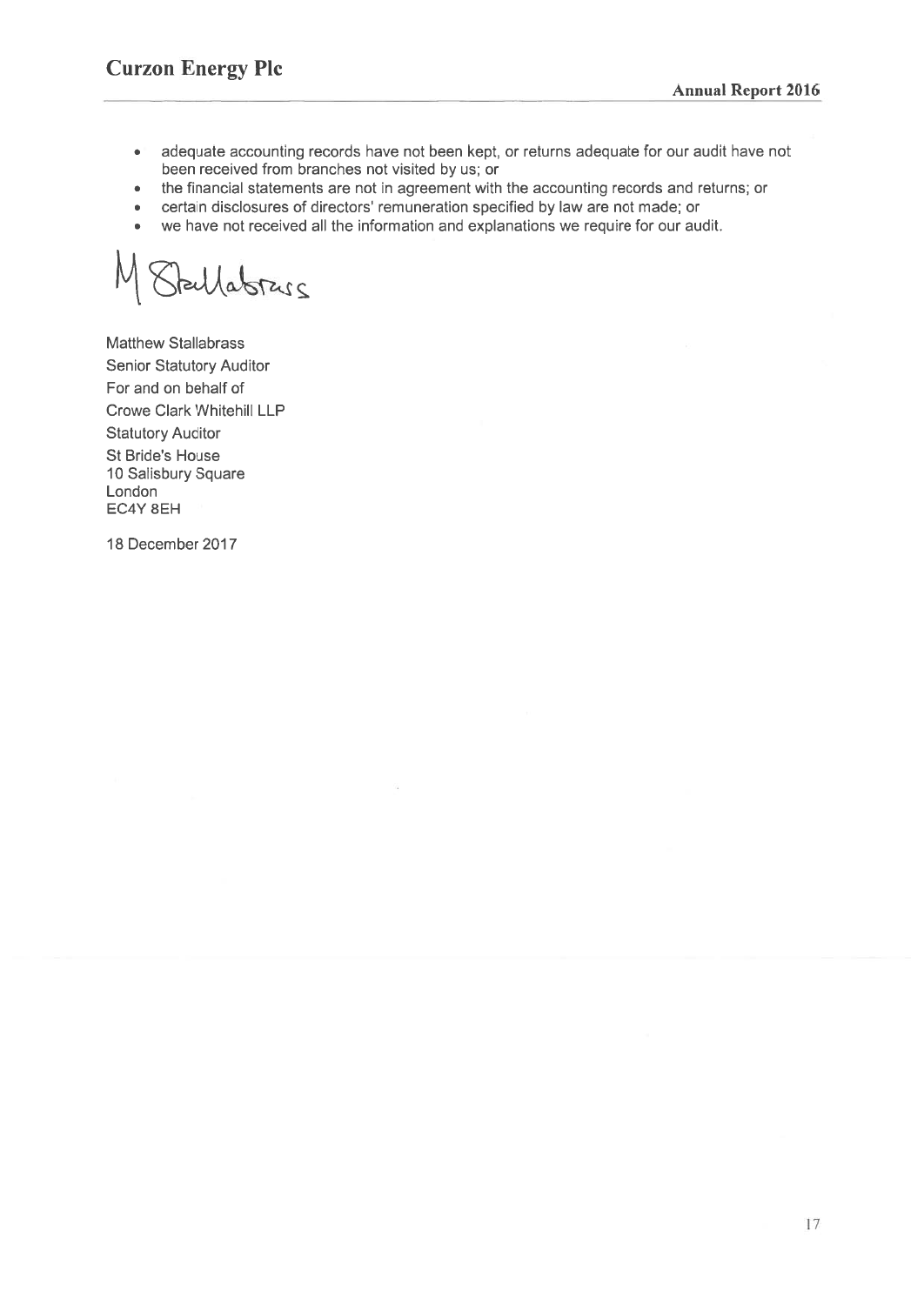- adequate accounting records have not been kept, or returns adequate for our audit have not been received from branches not visited by us; or
- the financial statements are not in agreement with the accounting records and returns; or
- certain disclosures of directors' remuneration specified by law are not made; or
- we have not received all the information and explanations we require for our audit.

M Stallabrass

Matthew Stallabrass
Senior Statutory Auditor
For and on behalf of
Crowe Clark Whitehill LLP
Statutory Auditor
St Bride's House
10 Salisbury Square
London
EC4Y 8EH

18 December 2017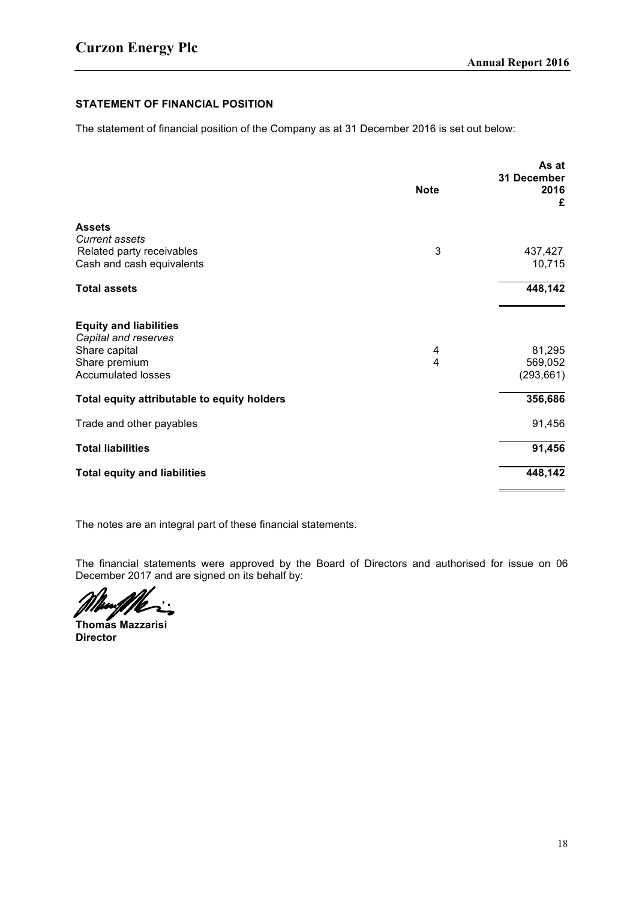**STATEMENT OF FINANCIAL POSITION**

The statement of financial position of the Company as at 31 December 2016 is set out below:

| | Note | As at 31 December 2016 £ |
|---|---|---|
| **Assets** | | |
| *Current assets* | | |
| Related party receivables | 3 | 437,427 |
| Cash and cash equivalents | | 10,715 |
| **Total assets** | | **448,142** |
| | | |
| **Equity and liabilities** | | |
| *Capital and reserves* | | |
| Share capital | 4 | 81,295 |
| Share premium | 4 | 569,052 |
| Accumulated losses | | (293,661) |
| **Total equity attributable to equity holders** | | **356,686** |
| Trade and other payables | | 91,456 |
| **Total liabilities** | | **91,456** |
| **Total equity and liabilities** | | **448,142** |

The notes are an integral part of these financial statements.

The financial statements were approved by the Board of Directors and authorised for issue on 06 December 2017 and are signed on its behalf by:

**Thomas Mazzarisi**
**Director**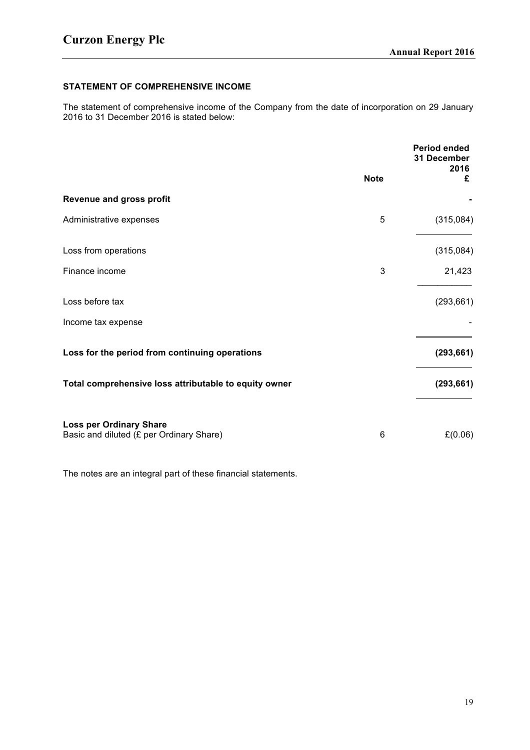## STATEMENT OF COMPREHENSIVE INCOME

The statement of comprehensive income of the Company from the date of incorporation on 29 January 2016 to 31 December 2016 is stated below:

| | Note | Period ended 31 December 2016 £ |
|---|---|---|
| **Revenue and gross profit** | | **-** |
| Administrative expenses | 5 | (315,084) |
| Loss from operations | | (315,084) |
| Finance income | 3 | 21,423 |
| Loss before tax | | (293,661) |
| Income tax expense | | - |
| **Loss for the period from continuing operations** | | **(293,661)** |
| **Total comprehensive loss attributable to equity owner** | | **(293,661)** |
| **Loss per Ordinary Share** | | |
| Basic and diluted (£ per Ordinary Share) | 6 | £(0.06) |

The notes are an integral part of these financial statements.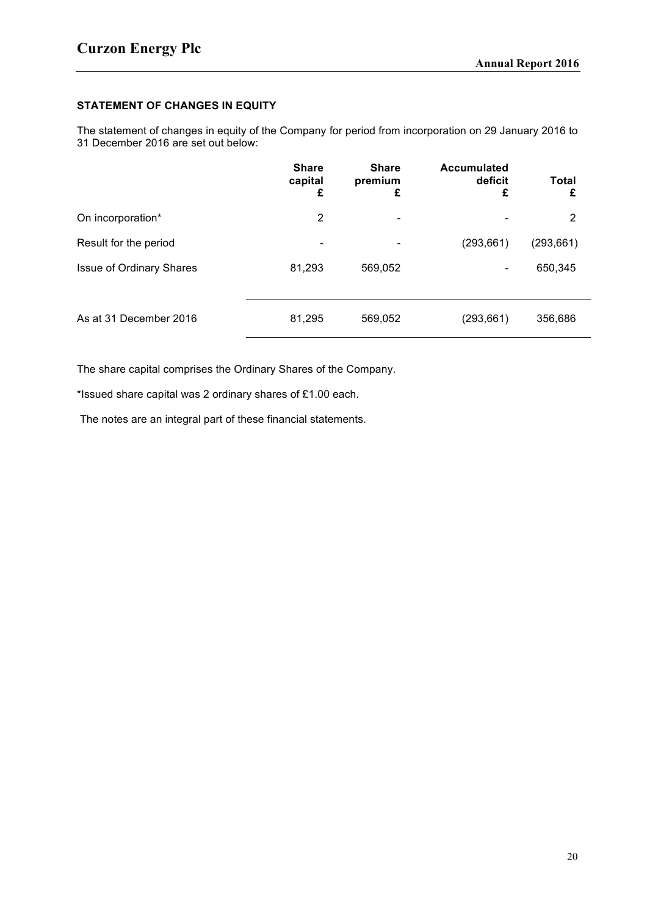**STATEMENT OF CHANGES IN EQUITY**

The statement of changes in equity of the Company for period from incorporation on 29 January 2016 to 31 December 2016 are set out below:

| | Share capital £ | Share premium £ | Accumulated deficit £ | Total £ |
|---|---|---|---|---|
| On incorporation* | 2 | - | - | 2 |
| Result for the period | - | - | (293,661) | (293,661) |
| Issue of Ordinary Shares | 81,293 | 569,052 | - | 650,345 |
| As at 31 December 2016 | 81,295 | 569,052 | (293,661) | 356,686 |

The share capital comprises the Ordinary Shares of the Company.

*Issued share capital was 2 ordinary shares of £1.00 each.

The notes are an integral part of these financial statements.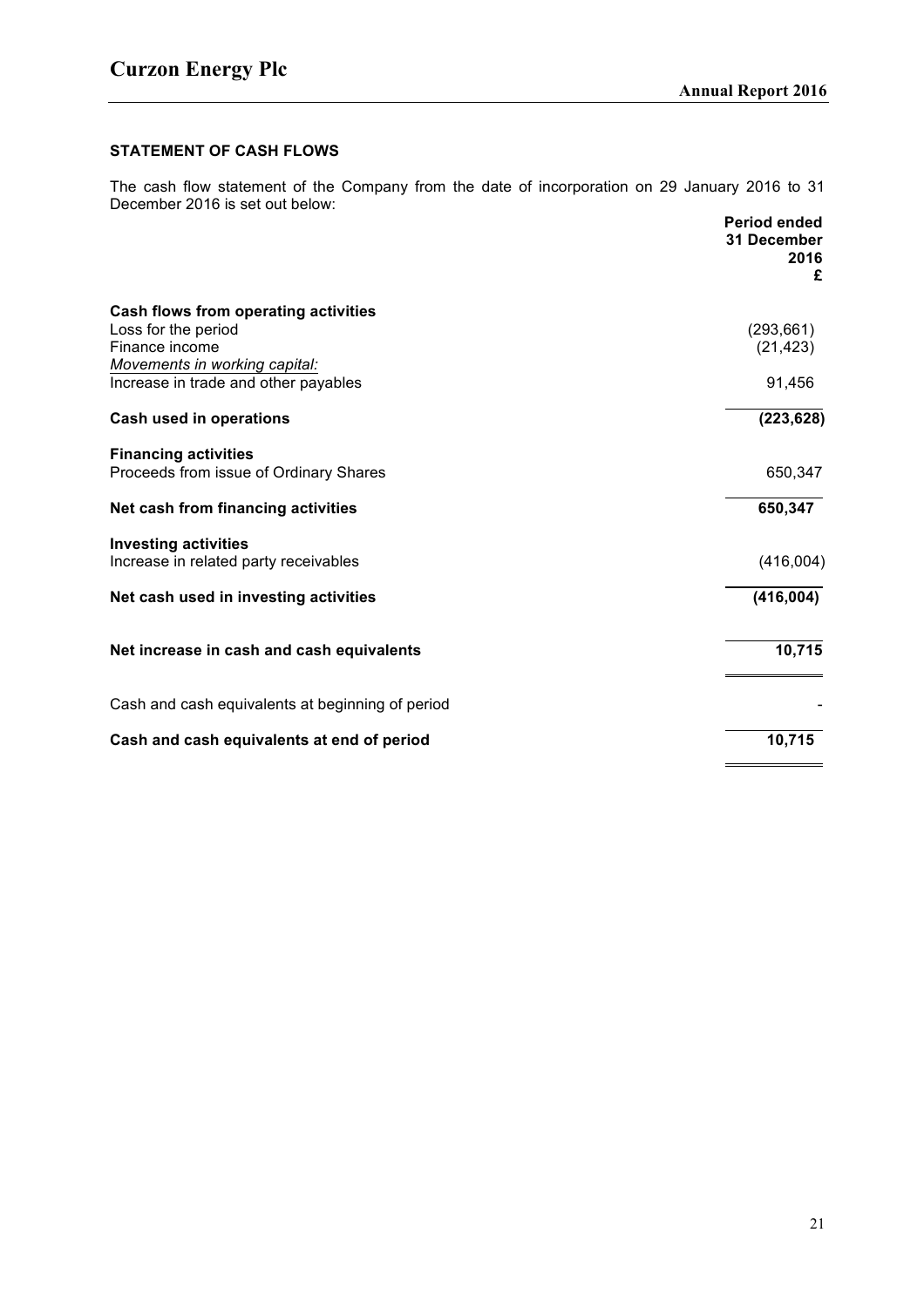## STATEMENT OF CASH FLOWS

The cash flow statement of the Company from the date of incorporation on 29 January 2016 to 31 December 2016 is set out below:

| | Period ended 31 December 2016 £ |
|---|---|
| **Cash flows from operating activities** | |
| Loss for the period | (293,661) |
| Finance income | (21,423) |
| *Movements in working capital:* | |
| Increase in trade and other payables | 91,456 |
| **Cash used in operations** | **(223,628)** |
| **Financing activities** | |
| Proceeds from issue of Ordinary Shares | 650,347 |
| **Net cash from financing activities** | **650,347** |
| **Investing activities** | |
| Increase in related party receivables | (416,004) |
| **Net cash used in investing activities** | **(416,004)** |
| **Net increase in cash and cash equivalents** | **10,715** |
| Cash and cash equivalents at beginning of period | - |
| **Cash and cash equivalents at end of period** | **10,715** |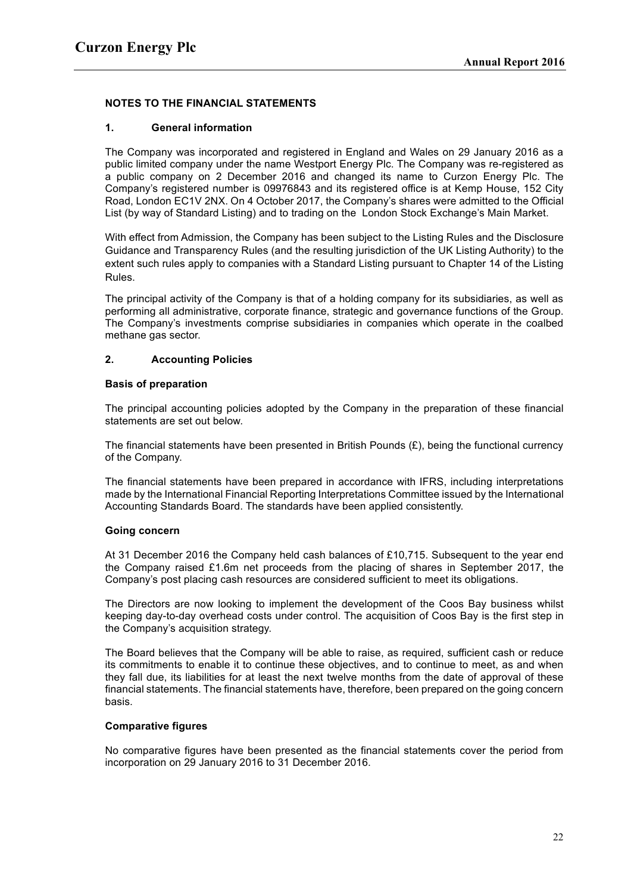## NOTES TO THE FINANCIAL STATEMENTS

### 1. General information

The Company was incorporated and registered in England and Wales on 29 January 2016 as a public limited company under the name Westport Energy Plc. The Company was re-registered as a public company on 2 December 2016 and changed its name to Curzon Energy Plc. The Company's registered number is 09976843 and its registered office is at Kemp House, 152 City Road, London EC1V 2NX. On 4 October 2017, the Company's shares were admitted to the Official List (by way of Standard Listing) and to trading on the London Stock Exchange's Main Market.

With effect from Admission, the Company has been subject to the Listing Rules and the Disclosure Guidance and Transparency Rules (and the resulting jurisdiction of the UK Listing Authority) to the extent such rules apply to companies with a Standard Listing pursuant to Chapter 14 of the Listing Rules.

The principal activity of the Company is that of a holding company for its subsidiaries, as well as performing all administrative, corporate finance, strategic and governance functions of the Group. The Company's investments comprise subsidiaries in companies which operate in the coalbed methane gas sector.

### 2. Accounting Policies

#### Basis of preparation

The principal accounting policies adopted by the Company in the preparation of these financial statements are set out below.

The financial statements have been presented in British Pounds (£), being the functional currency of the Company.

The financial statements have been prepared in accordance with IFRS, including interpretations made by the International Financial Reporting Interpretations Committee issued by the International Accounting Standards Board. The standards have been applied consistently.

#### Going concern

At 31 December 2016 the Company held cash balances of £10,715. Subsequent to the year end the Company raised £1.6m net proceeds from the placing of shares in September 2017, the Company's post placing cash resources are considered sufficient to meet its obligations.

The Directors are now looking to implement the development of the Coos Bay business whilst keeping day-to-day overhead costs under control. The acquisition of Coos Bay is the first step in the Company's acquisition strategy.

The Board believes that the Company will be able to raise, as required, sufficient cash or reduce its commitments to enable it to continue these objectives, and to continue to meet, as and when they fall due, its liabilities for at least the next twelve months from the date of approval of these financial statements. The financial statements have, therefore, been prepared on the going concern basis.

#### Comparative figures

No comparative figures have been presented as the financial statements cover the period from incorporation on 29 January 2016 to 31 December 2016.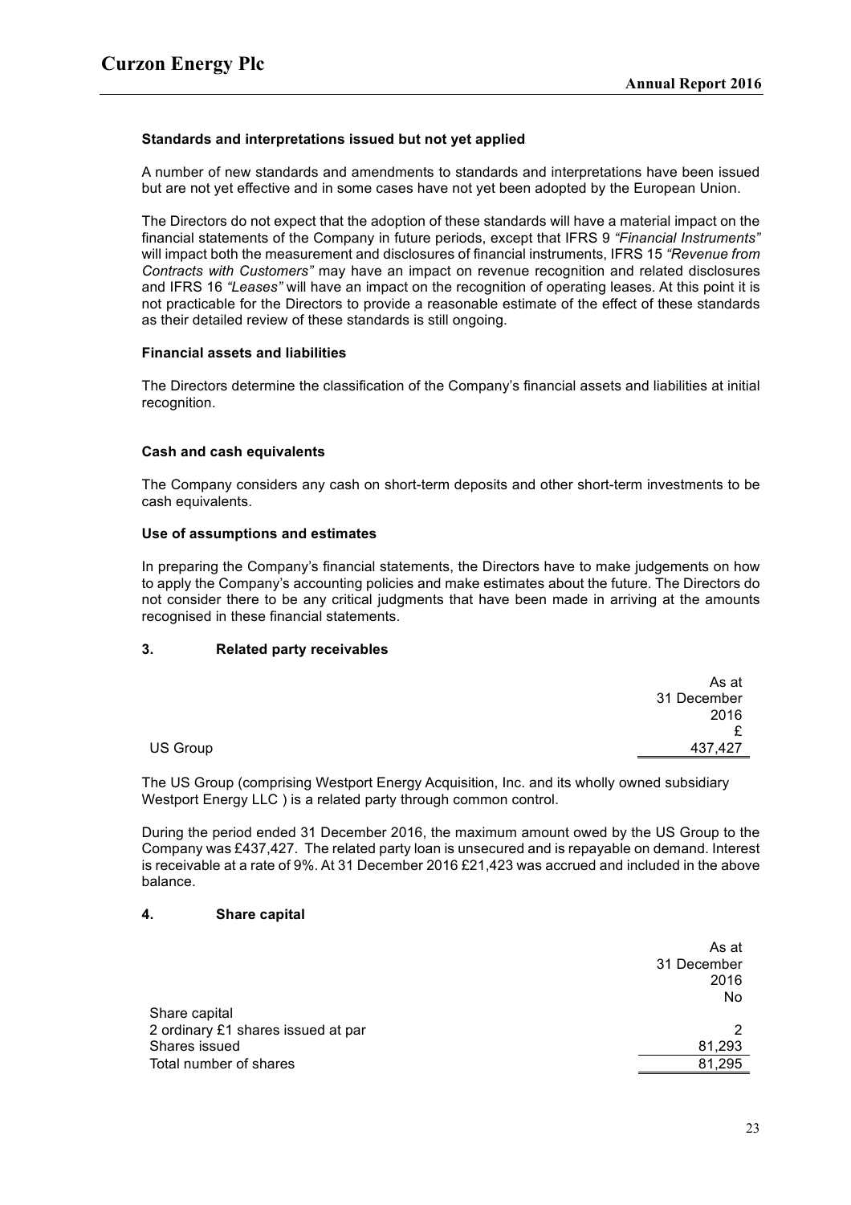### Standards and interpretations issued but not yet applied

A number of new standards and amendments to standards and interpretations have been issued but are not yet effective and in some cases have not yet been adopted by the European Union.

The Directors do not expect that the adoption of these standards will have a material impact on the financial statements of the Company in future periods, except that IFRS 9 *"Financial Instruments"* will impact both the measurement and disclosures of financial instruments, IFRS 15 *"Revenue from Contracts with Customers"* may have an impact on revenue recognition and related disclosures and IFRS 16 *"Leases"* will have an impact on the recognition of operating leases. At this point it is not practicable for the Directors to provide a reasonable estimate of the effect of these standards as their detailed review of these standards is still ongoing.

### Financial assets and liabilities

The Directors determine the classification of the Company's financial assets and liabilities at initial recognition.

### Cash and cash equivalents

The Company considers any cash on short-term deposits and other short-term investments to be cash equivalents.

### Use of assumptions and estimates

In preparing the Company's financial statements, the Directors have to make judgements on how to apply the Company's accounting policies and make estimates about the future. The Directors do not consider there to be any critical judgments that have been made in arriving at the amounts recognised in these financial statements.

## 3. Related party receivables

| | As at 31 December 2016 £ |
|---|---|
| US Group | 437,427 |

The US Group (comprising Westport Energy Acquisition, Inc. and its wholly owned subsidiary Westport Energy LLC ) is a related party through common control.

During the period ended 31 December 2016, the maximum amount owed by the US Group to the Company was £437,427. The related party loan is unsecured and is repayable on demand. Interest is receivable at a rate of 9%. At 31 December 2016 £21,423 was accrued and included in the above balance.

## 4. Share capital

| | As at 31 December 2016 No |
|---|---|
| Share capital | |
| 2 ordinary £1 shares issued at par | 2 |
| Shares issued | 81,293 |
| Total number of shares | 81,295 |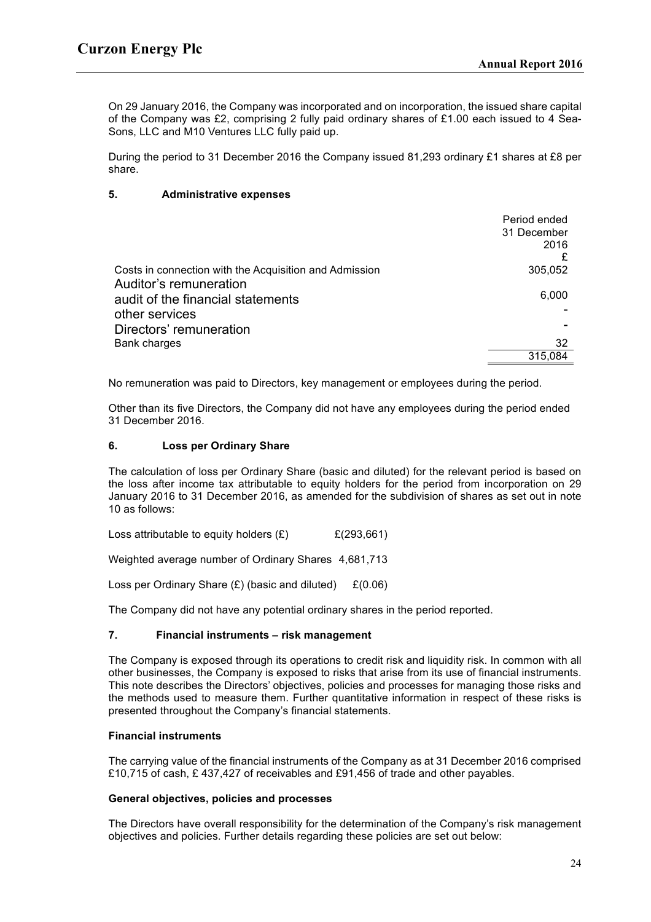On 29 January 2016, the Company was incorporated and on incorporation, the issued share capital of the Company was £2, comprising 2 fully paid ordinary shares of £1.00 each issued to 4 Sea-Sons, LLC and M10 Ventures LLC fully paid up.

During the period to 31 December 2016 the Company issued 81,293 ordinary £1 shares at £8 per share.

### 5. Administrative expenses

| | Period ended 31 December 2016 £ |
|---|---|
| Costs in connection with the Acquisition and Admission | 305,052 |
| Auditor's remuneration | |
| audit of the financial statements | 6,000 |
| other services | - |
| Directors' remuneration | - |
| Bank charges | 32 |
| | 315,084 |

No remuneration was paid to Directors, key management or employees during the period.

Other than its five Directors, the Company did not have any employees during the period ended 31 December 2016.

### 6. Loss per Ordinary Share

The calculation of loss per Ordinary Share (basic and diluted) for the relevant period is based on the loss after income tax attributable to equity holders for the period from incorporation on 29 January 2016 to 31 December 2016, as amended for the subdivision of shares as set out in note 10 as follows:

Loss attributable to equity holders (£) £(293,661)

Weighted average number of Ordinary Shares 4,681,713

Loss per Ordinary Share (£) (basic and diluted) £(0.06)

The Company did not have any potential ordinary shares in the period reported.

### 7. Financial instruments – risk management

The Company is exposed through its operations to credit risk and liquidity risk. In common with all other businesses, the Company is exposed to risks that arise from its use of financial instruments. This note describes the Directors' objectives, policies and processes for managing those risks and the methods used to measure them. Further quantitative information in respect of these risks is presented throughout the Company's financial statements.

**Financial instruments**

The carrying value of the financial instruments of the Company as at 31 December 2016 comprised £10,715 of cash, £ 437,427 of receivables and £91,456 of trade and other payables.

**General objectives, policies and processes**

The Directors have overall responsibility for the determination of the Company's risk management objectives and policies. Further details regarding these policies are set out below: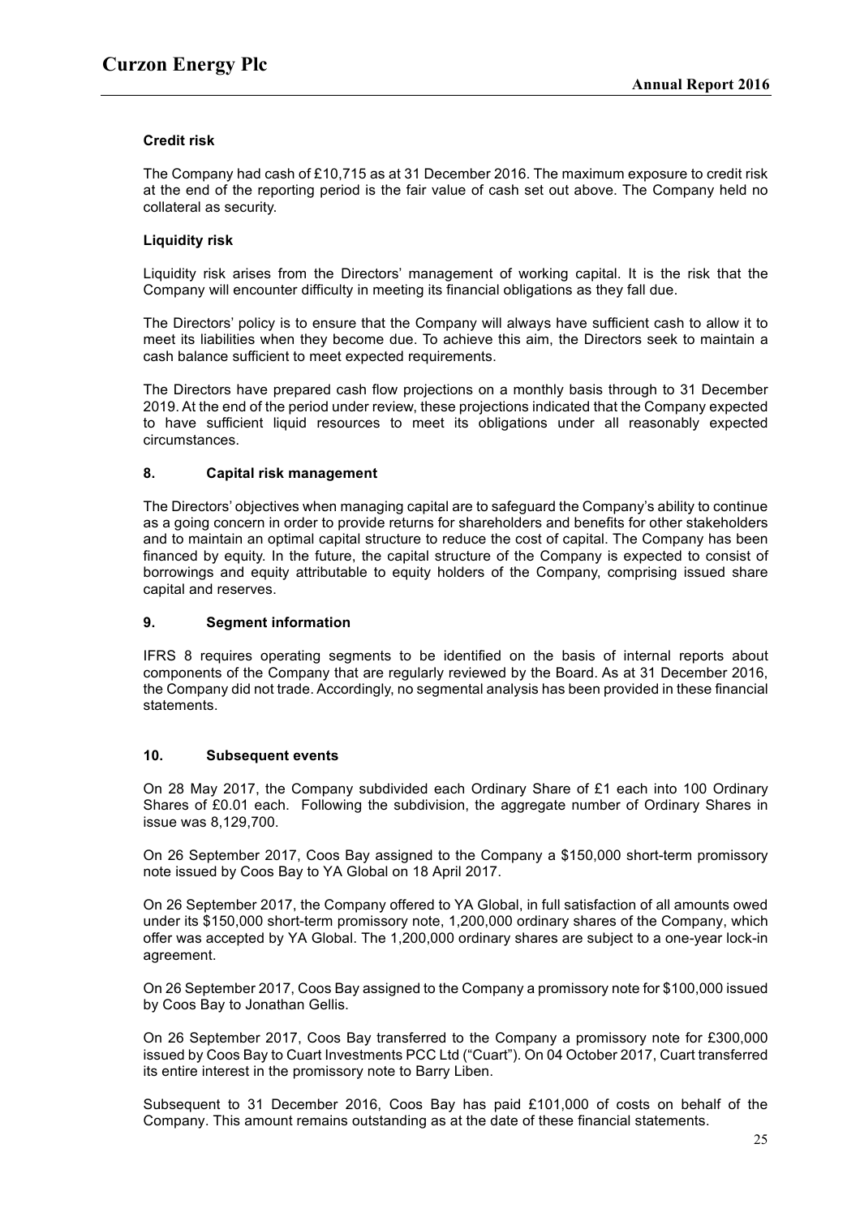### Credit risk

The Company had cash of £10,715 as at 31 December 2016. The maximum exposure to credit risk at the end of the reporting period is the fair value of cash set out above. The Company held no collateral as security.

### Liquidity risk

Liquidity risk arises from the Directors' management of working capital. It is the risk that the Company will encounter difficulty in meeting its financial obligations as they fall due.

The Directors' policy is to ensure that the Company will always have sufficient cash to allow it to meet its liabilities when they become due. To achieve this aim, the Directors seek to maintain a cash balance sufficient to meet expected requirements.

The Directors have prepared cash flow projections on a monthly basis through to 31 December 2019. At the end of the period under review, these projections indicated that the Company expected to have sufficient liquid resources to meet its obligations under all reasonably expected circumstances.

## 8. Capital risk management

The Directors' objectives when managing capital are to safeguard the Company's ability to continue as a going concern in order to provide returns for shareholders and benefits for other stakeholders and to maintain an optimal capital structure to reduce the cost of capital. The Company has been financed by equity. In the future, the capital structure of the Company is expected to consist of borrowings and equity attributable to equity holders of the Company, comprising issued share capital and reserves.

## 9. Segment information

IFRS 8 requires operating segments to be identified on the basis of internal reports about components of the Company that are regularly reviewed by the Board. As at 31 December 2016, the Company did not trade. Accordingly, no segmental analysis has been provided in these financial statements.

## 10. Subsequent events

On 28 May 2017, the Company subdivided each Ordinary Share of £1 each into 100 Ordinary Shares of £0.01 each. Following the subdivision, the aggregate number of Ordinary Shares in issue was 8,129,700.

On 26 September 2017, Coos Bay assigned to the Company a $150,000 short-term promissory note issued by Coos Bay to YA Global on 18 April 2017.

On 26 September 2017, the Company offered to YA Global, in full satisfaction of all amounts owed under its $150,000 short-term promissory note, 1,200,000 ordinary shares of the Company, which offer was accepted by YA Global. The 1,200,000 ordinary shares are subject to a one-year lock-in agreement.

On 26 September 2017, Coos Bay assigned to the Company a promissory note for $100,000 issued by Coos Bay to Jonathan Gellis.

On 26 September 2017, Coos Bay transferred to the Company a promissory note for £300,000 issued by Coos Bay to Cuart Investments PCC Ltd ("Cuart"). On 04 October 2017, Cuart transferred its entire interest in the promissory note to Barry Liben.

Subsequent to 31 December 2016, Coos Bay has paid £101,000 of costs on behalf of the Company. This amount remains outstanding as at the date of these financial statements.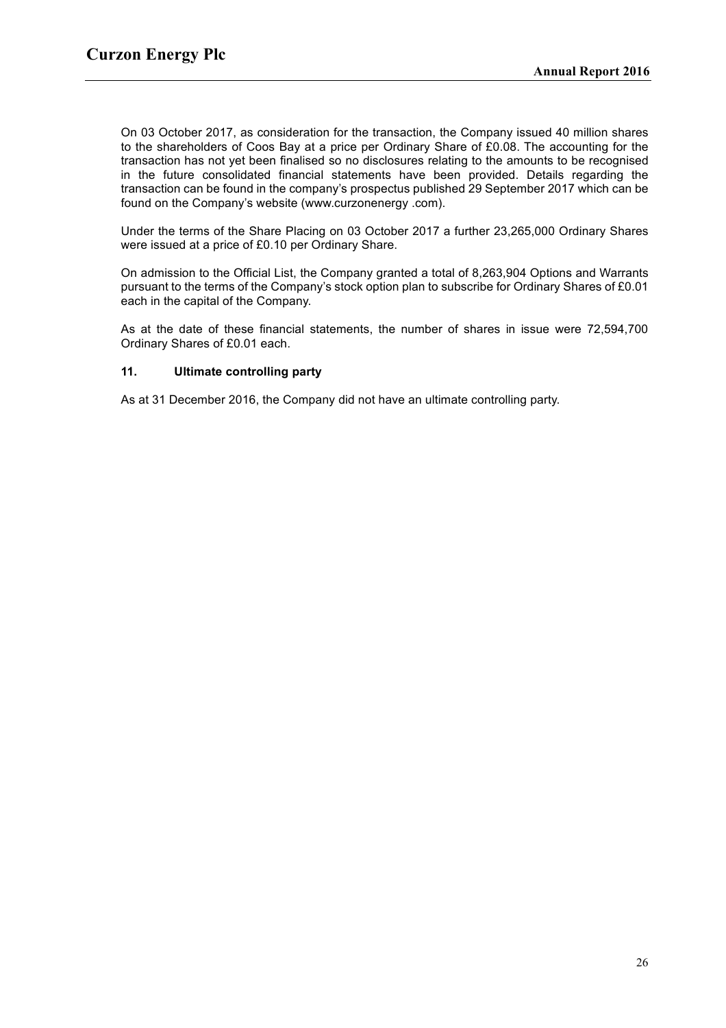On 03 October 2017, as consideration for the transaction, the Company issued 40 million shares to the shareholders of Coos Bay at a price per Ordinary Share of £0.08. The accounting for the transaction has not yet been finalised so no disclosures relating to the amounts to be recognised in the future consolidated financial statements have been provided. Details regarding the transaction can be found in the company's prospectus published 29 September 2017 which can be found on the Company's website (www.curzonenergy .com).

Under the terms of the Share Placing on 03 October 2017 a further 23,265,000 Ordinary Shares were issued at a price of £0.10 per Ordinary Share.

On admission to the Official List, the Company granted a total of 8,263,904 Options and Warrants pursuant to the terms of the Company's stock option plan to subscribe for Ordinary Shares of £0.01 each in the capital of the Company.

As at the date of these financial statements, the number of shares in issue were 72,594,700 Ordinary Shares of £0.01 each.

### 11. Ultimate controlling party

As at 31 December 2016, the Company did not have an ultimate controlling party.